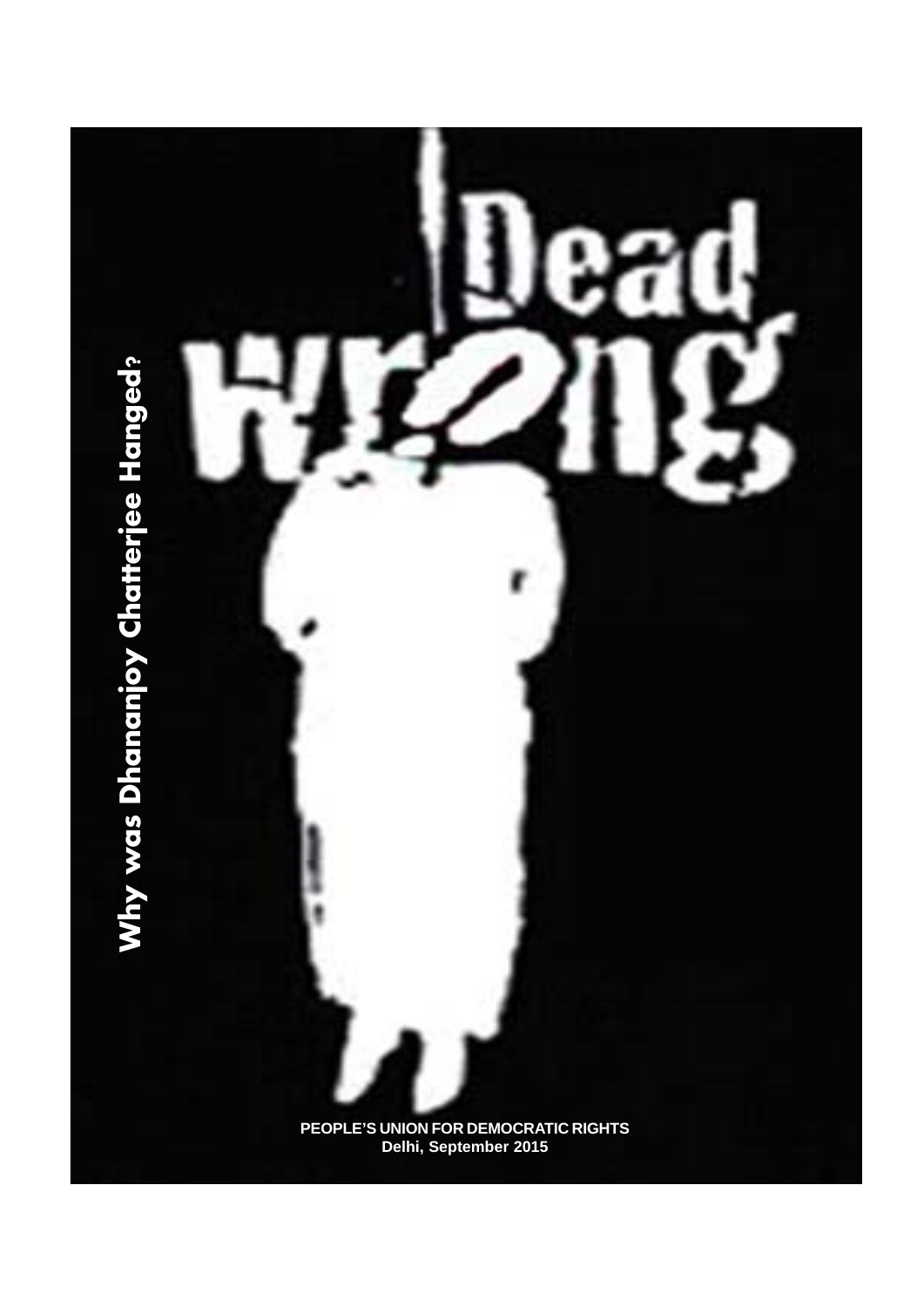# Dead Wrong

## Why was Dhananjoy Chatterjee Hanged?

**PEOPLE'S UNION FOR DEMOCRATIC RIGHTS**
**Delhi, September 2015**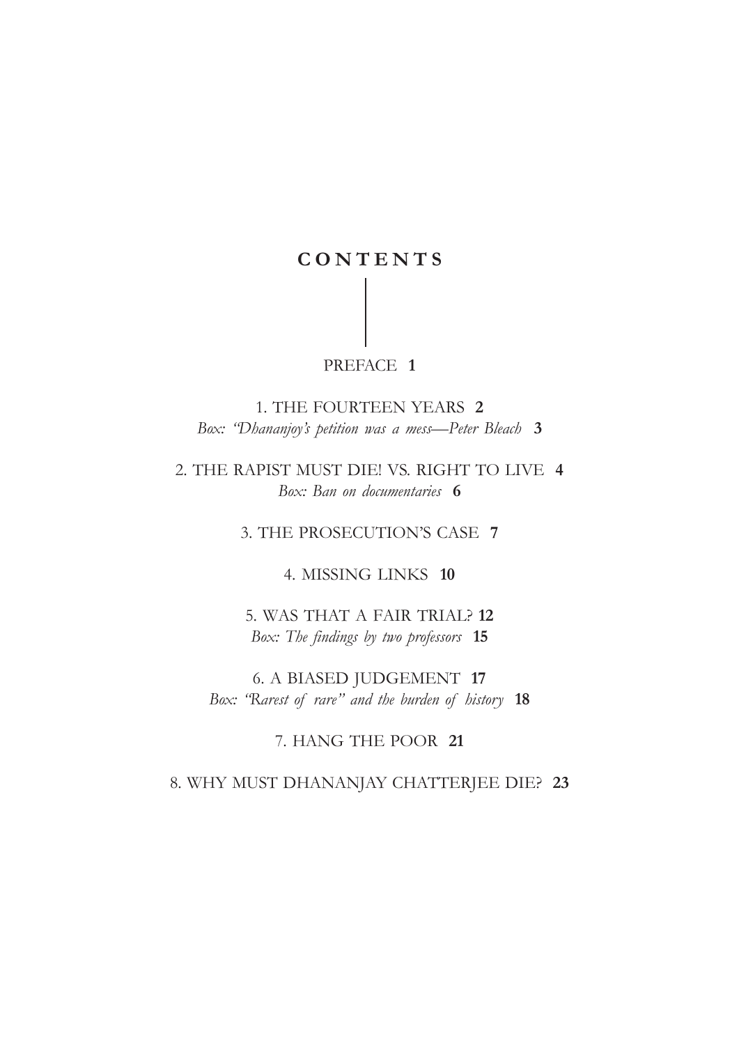# CONTENTS

PREFACE **1**

1. THE FOURTEEN YEARS **2**
*Box: "Dhananjoy's petition was a mess—Peter Bleach* **3**

2. THE RAPIST MUST DIE! VS. RIGHT TO LIVE **4**
*Box: Ban on documentaries* **6**

3. THE PROSECUTION'S CASE **7**

4. MISSING LINKS **10**

5. WAS THAT A FAIR TRIAL? **12**
*Box: The findings by two professors* **15**

6. A BIASED JUDGEMENT **17**
*Box: "Rarest of rare" and the burden of history* **18**

7. HANG THE POOR **21**

8. WHY MUST DHANANJAY CHATTERJEE DIE? **23**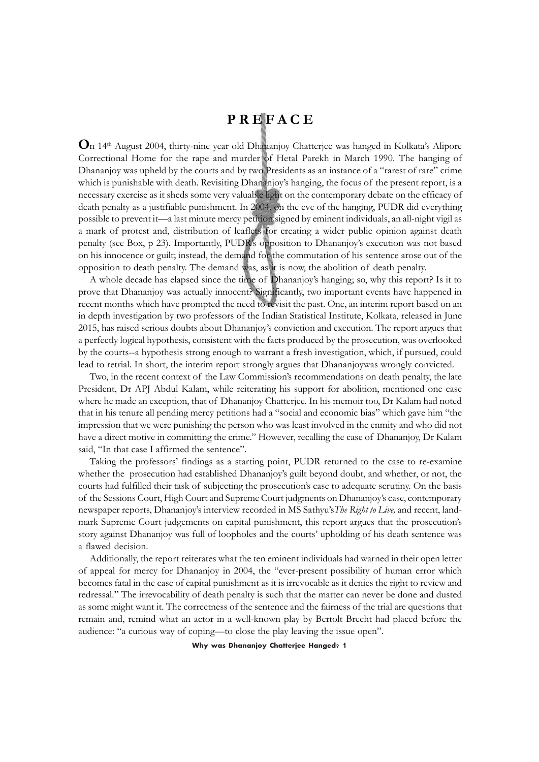# PREFACE

**O**n 14th August 2004, thirty-nine year old Dhananjoy Chatterjee was hanged in Kolkata's Alipore Correctional Home for the rape and murder of Hetal Parekh in March 1990. The hanging of Dhananjoy was upheld by the courts and by two Presidents as an instance of a "rarest of rare" crime which is punishable with death. Revisiting Dhananjoy's hanging, the focus of the present report, is a necessary exercise as it sheds some very valuable light on the contemporary debate on the efficacy of death penalty as a justifiable punishment. In 2004, on the eve of the hanging, PUDR did everything possible to prevent it—a last minute mercy petition signed by eminent individuals, an all-night vigil as a mark of protest and, distribution of leaflets for creating a wider public opinion against death penalty (see Box, p 23). Importantly, PUDR's opposition to Dhananjoy's execution was not based on his innocence or guilt; instead, the demand for the commutation of his sentence arose out of the opposition to death penalty. The demand was, as it is now, the abolition of death penalty.

A whole decade has elapsed since the time of Dhananjoy's hanging; so, why this report? Is it to prove that Dhananjoy was actually innocent? Significantly, two important events have happened in recent months which have prompted the need to revisit the past. One, an interim report based on an in depth investigation by two professors of the Indian Statistical Institute, Kolkata, released in June 2015, has raised serious doubts about Dhananjoy's conviction and execution. The report argues that a perfectly logical hypothesis, consistent with the facts produced by the prosecution, was overlooked by the courts--a hypothesis strong enough to warrant a fresh investigation, which, if pursued, could lead to retrial. In short, the interim report strongly argues that Dhananjoywas wrongly convicted.

Two, in the recent context of the Law Commission's recommendations on death penalty, the late President, Dr APJ Abdul Kalam, while reiterating his support for abolition, mentioned one case where he made an exception, that of Dhananjoy Chatterjee. In his memoir too, Dr Kalam had noted that in his tenure all pending mercy petitions had a "social and economic bias" which gave him "the impression that we were punishing the person who was least involved in the enmity and who did not have a direct motive in committing the crime." However, recalling the case of Dhananjoy, Dr Kalam said, "In that case I affirmed the sentence".

Taking the professors' findings as a starting point, PUDR returned to the case to re-examine whether the prosecution had established Dhananjoy's guilt beyond doubt, and whether, or not, the courts had fulfilled their task of subjecting the prosecution's case to adequate scrutiny. On the basis of the Sessions Court, High Court and Supreme Court judgments on Dhananjoy's case, contemporary newspaper reports, Dhananjoy's interview recorded in MS Sathyu's *The Right to Live,* and recent, land-mark Supreme Court judgements on capital punishment, this report argues that the prosecution's story against Dhananjoy was full of loopholes and the courts' upholding of his death sentence was a flawed decision.

Additionally, the report reiterates what the ten eminent individuals had warned in their open letter of appeal for mercy for Dhananjoy in 2004, the "ever-present possibility of human error which becomes fatal in the case of capital punishment as it is irrevocable as it denies the right to review and redressal." The irrevocability of death penalty is such that the matter can never be done and dusted as some might want it. The correctness of the sentence and the fairness of the trial are questions that remain and, remind what an actor in a well-known play by Bertolt Brecht had placed before the audience: "a curious way of coping—to close the play leaving the issue open".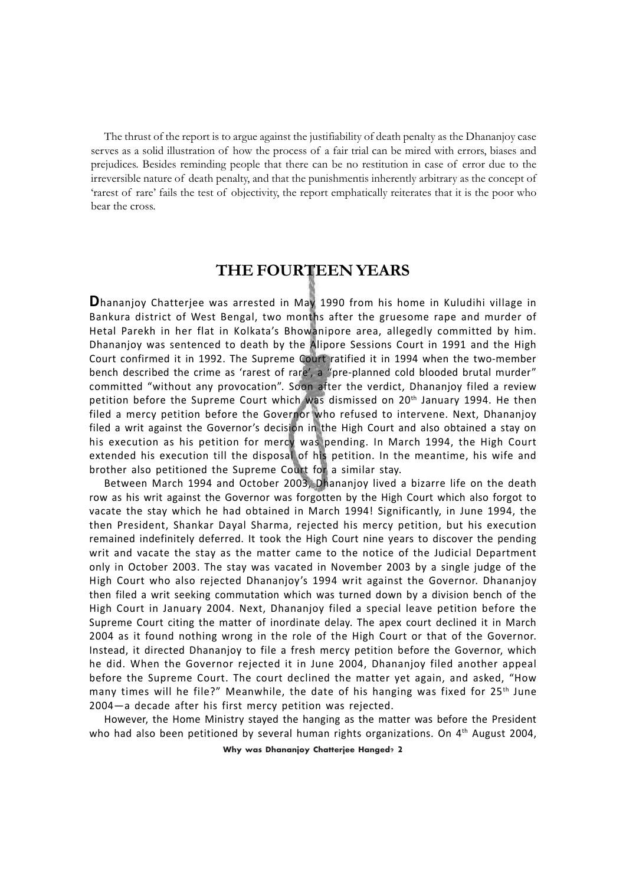The thrust of the report is to argue against the justifiability of death penalty as the Dhananjoy case serves as a solid illustration of how the process of a fair trial can be mired with errors, biases and prejudices. Besides reminding people that there can be no restitution in case of error due to the irreversible nature of death penalty, and that the punishmentis inherently arbitrary as the concept of 'rarest of rare' fails the test of objectivity, the report emphatically reiterates that it is the poor who bear the cross.

## THE FOURTEEN YEARS

**D**hananjoy Chatterjee was arrested in May 1990 from his home in Kuludihi village in Bankura district of West Bengal, two months after the gruesome rape and murder of Hetal Parekh in her flat in Kolkata's Bhowanipore area, allegedly committed by him. Dhananjoy was sentenced to death by the Alipore Sessions Court in 1991 and the High Court confirmed it in 1992. The Supreme Court ratified it in 1994 when the two-member bench described the crime as 'rarest of rare', a "pre-planned cold blooded brutal murder" committed "without any provocation". Soon after the verdict, Dhananjoy filed a review petition before the Supreme Court which was dismissed on 20th January 1994. He then filed a mercy petition before the Governor who refused to intervene. Next, Dhananjoy filed a writ against the Governor's decision in the High Court and also obtained a stay on his execution as his petition for mercy was pending. In March 1994, the High Court extended his execution till the disposal of his petition. In the meantime, his wife and brother also petitioned the Supreme Court for a similar stay.

Between March 1994 and October 2003, Dhananjoy lived a bizarre life on the death row as his writ against the Governor was forgotten by the High Court which also forgot to vacate the stay which he had obtained in March 1994! Significantly, in June 1994, the then President, Shankar Dayal Sharma, rejected his mercy petition, but his execution remained indefinitely deferred. It took the High Court nine years to discover the pending writ and vacate the stay as the matter came to the notice of the Judicial Department only in October 2003. The stay was vacated in November 2003 by a single judge of the High Court who also rejected Dhananjoy's 1994 writ against the Governor. Dhananjoy then filed a writ seeking commutation which was turned down by a division bench of the High Court in January 2004. Next, Dhananjoy filed a special leave petition before the Supreme Court citing the matter of inordinate delay. The apex court declined it in March 2004 as it found nothing wrong in the role of the High Court or that of the Governor. Instead, it directed Dhananjoy to file a fresh mercy petition before the Governor, which he did. When the Governor rejected it in June 2004, Dhananjoy filed another appeal before the Supreme Court. The court declined the matter yet again, and asked, "How many times will he file?" Meanwhile, the date of his hanging was fixed for 25th June 2004—a decade after his first mercy petition was rejected.

However, the Home Ministry stayed the hanging as the matter was before the President who had also been petitioned by several human rights organizations. On 4th August 2004,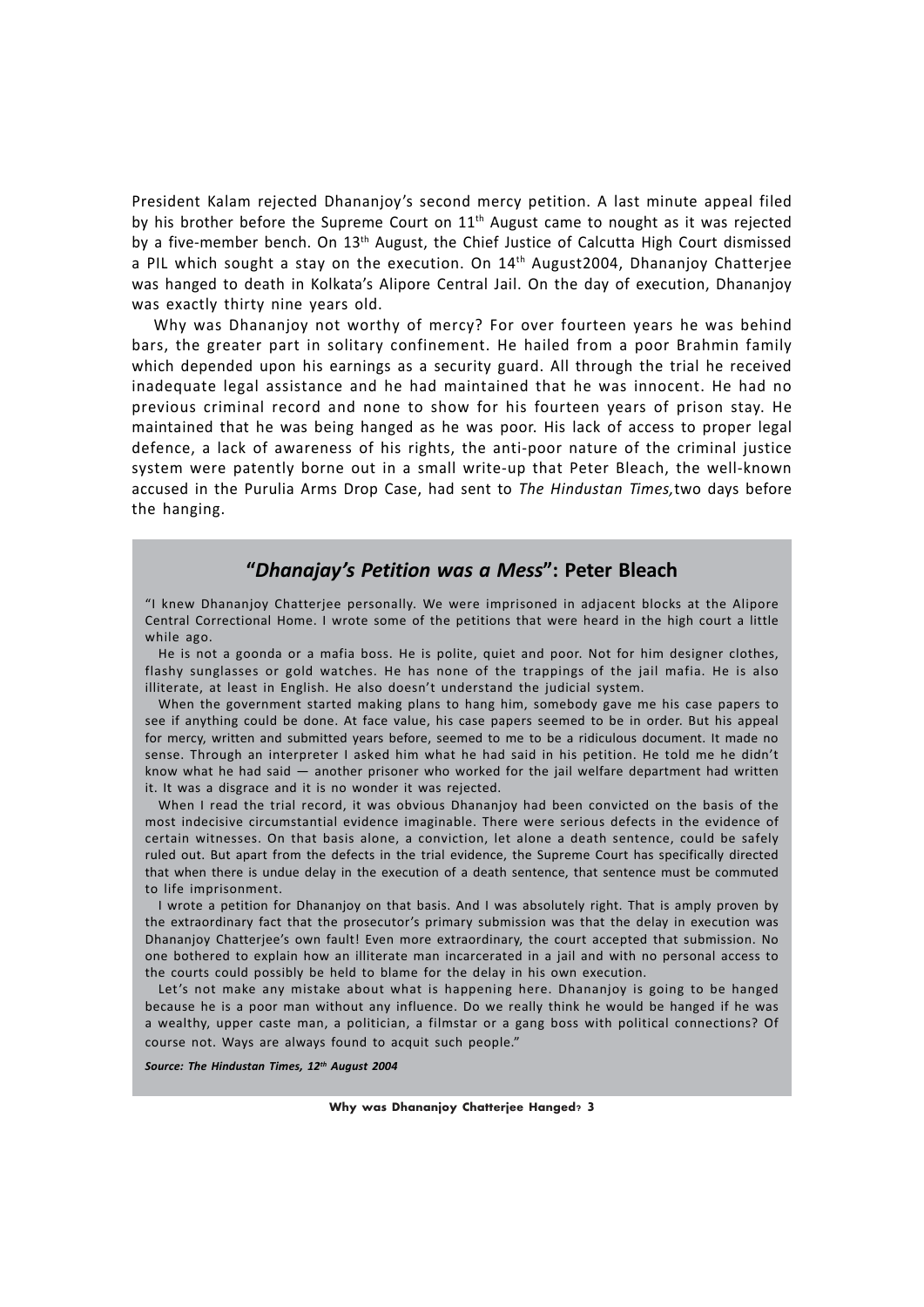President Kalam rejected Dhananjoy's second mercy petition. A last minute appeal filed by his brother before the Supreme Court on 11th August came to nought as it was rejected by a five-member bench. On 13th August, the Chief Justice of Calcutta High Court dismissed a PIL which sought a stay on the execution. On 14th August2004, Dhananjoy Chatterjee was hanged to death in Kolkata's Alipore Central Jail. On the day of execution, Dhananjoy was exactly thirty nine years old.

Why was Dhananjoy not worthy of mercy? For over fourteen years he was behind bars, the greater part in solitary confinement. He hailed from a poor Brahmin family which depended upon his earnings as a security guard. All through the trial he received inadequate legal assistance and he had maintained that he was innocent. He had no previous criminal record and none to show for his fourteen years of prison stay. He maintained that he was being hanged as he was poor. His lack of access to proper legal defence, a lack of awareness of his rights, the anti-poor nature of the criminal justice system were patently borne out in a small write-up that Peter Bleach, the well-known accused in the Purulia Arms Drop Case, had sent to *The Hindustan Times,*two days before the hanging.

## "*Dhanajay's Petition was a Mess*": Peter Bleach

"I knew Dhananjoy Chatterjee personally. We were imprisoned in adjacent blocks at the Alipore Central Correctional Home. I wrote some of the petitions that were heard in the high court a little while ago.

He is not a goonda or a mafia boss. He is polite, quiet and poor. Not for him designer clothes, flashy sunglasses or gold watches. He has none of the trappings of the jail mafia. He is also illiterate, at least in English. He also doesn't understand the judicial system.

When the government started making plans to hang him, somebody gave me his case papers to see if anything could be done. At face value, his case papers seemed to be in order. But his appeal for mercy, written and submitted years before, seemed to me to be a ridiculous document. It made no sense. Through an interpreter I asked him what he had said in his petition. He told me he didn't know what he had said — another prisoner who worked for the jail welfare department had written it. It was a disgrace and it is no wonder it was rejected.

When I read the trial record, it was obvious Dhananjoy had been convicted on the basis of the most indecisive circumstantial evidence imaginable. There were serious defects in the evidence of certain witnesses. On that basis alone, a conviction, let alone a death sentence, could be safely ruled out. But apart from the defects in the trial evidence, the Supreme Court has specifically directed that when there is undue delay in the execution of a death sentence, that sentence must be commuted to life imprisonment.

I wrote a petition for Dhananjoy on that basis. And I was absolutely right. That is amply proven by the extraordinary fact that the prosecutor's primary submission was that the delay in execution was Dhananjoy Chatterjee's own fault! Even more extraordinary, the court accepted that submission. No one bothered to explain how an illiterate man incarcerated in a jail and with no personal access to the courts could possibly be held to blame for the delay in his own execution.

Let's not make any mistake about what is happening here. Dhananjoy is going to be hanged because he is a poor man without any influence. Do we really think he would be hanged if he was a wealthy, upper caste man, a politician, a filmstar or a gang boss with political connections? Of course not. Ways are always found to acquit such people."

***Source: The Hindustan Times, 12th August 2004***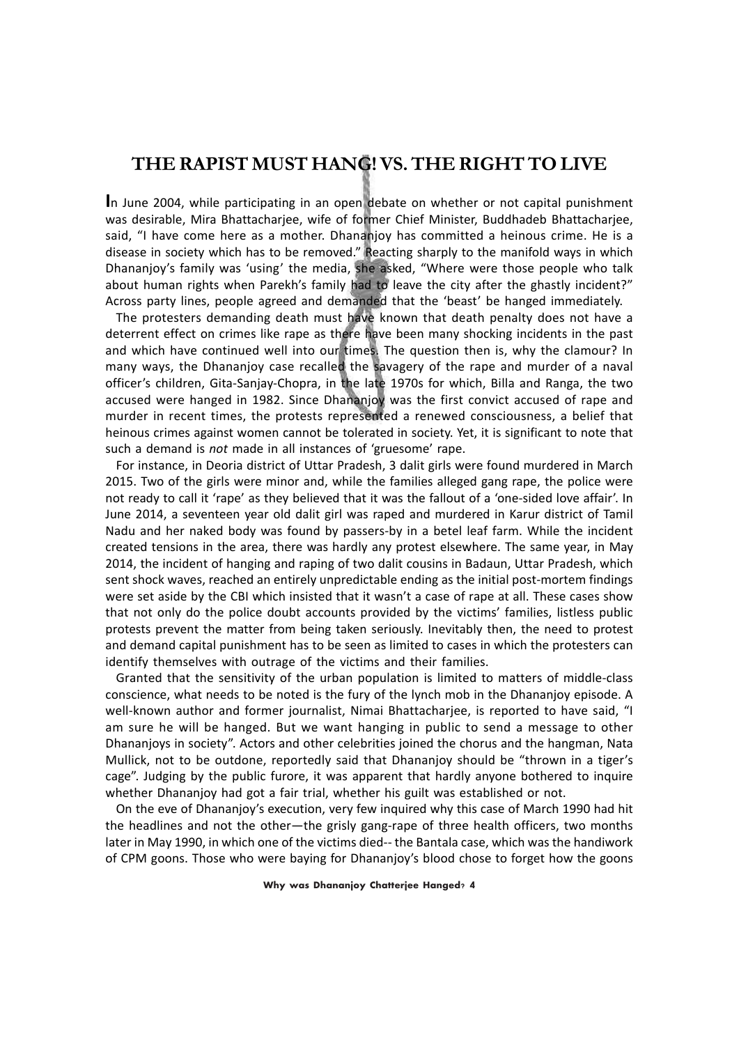# THE RAPIST MUST HANG! VS. THE RIGHT TO LIVE

In June 2004, while participating in an open debate on whether or not capital punishment was desirable, Mira Bhattacharjee, wife of former Chief Minister, Buddhadeb Bhattacharjee, said, "I have come here as a mother. Dhananjoy has committed a heinous crime. He is a disease in society which has to be removed." Reacting sharply to the manifold ways in which Dhananjoy's family was 'using' the media, she asked, "Where were those people who talk about human rights when Parekh's family had to leave the city after the ghastly incident?" Across party lines, people agreed and demanded that the 'beast' be hanged immediately.

The protesters demanding death must have known that death penalty does not have a deterrent effect on crimes like rape as there have been many shocking incidents in the past and which have continued well into our times. The question then is, why the clamour? In many ways, the Dhananjoy case recalled the savagery of the rape and murder of a naval officer's children, Gita-Sanjay-Chopra, in the late 1970s for which, Billa and Ranga, the two accused were hanged in 1982. Since Dhananjoy was the first convict accused of rape and murder in recent times, the protests represented a renewed consciousness, a belief that heinous crimes against women cannot be tolerated in society. Yet, it is significant to note that such a demand is *not* made in all instances of 'gruesome' rape.

For instance, in Deoria district of Uttar Pradesh, 3 dalit girls were found murdered in March 2015. Two of the girls were minor and, while the families alleged gang rape, the police were not ready to call it 'rape' as they believed that it was the fallout of a 'one-sided love affair'. In June 2014, a seventeen year old dalit girl was raped and murdered in Karur district of Tamil Nadu and her naked body was found by passers-by in a betel leaf farm. While the incident created tensions in the area, there was hardly any protest elsewhere. The same year, in May 2014, the incident of hanging and raping of two dalit cousins in Badaun, Uttar Pradesh, which sent shock waves, reached an entirely unpredictable ending as the initial post-mortem findings were set aside by the CBI which insisted that it wasn't a case of rape at all. These cases show that not only do the police doubt accounts provided by the victims' families, listless public protests prevent the matter from being taken seriously. Inevitably then, the need to protest and demand capital punishment has to be seen as limited to cases in which the protesters can identify themselves with outrage of the victims and their families.

Granted that the sensitivity of the urban population is limited to matters of middle-class conscience, what needs to be noted is the fury of the lynch mob in the Dhananjoy episode. A well-known author and former journalist, Nimai Bhattacharjee, is reported to have said, "I am sure he will be hanged. But we want hanging in public to send a message to other Dhananjoys in society". Actors and other celebrities joined the chorus and the hangman, Nata Mullick, not to be outdone, reportedly said that Dhananjoy should be "thrown in a tiger's cage". Judging by the public furore, it was apparent that hardly anyone bothered to inquire whether Dhananjoy had got a fair trial, whether his guilt was established or not.

On the eve of Dhananjoy's execution, very few inquired why this case of March 1990 had hit the headlines and not the other—the grisly gang-rape of three health officers, two months later in May 1990, in which one of the victims died-- the Bantala case, which was the handiwork of CPM goons. Those who were baying for Dhananjoy's blood chose to forget how the goons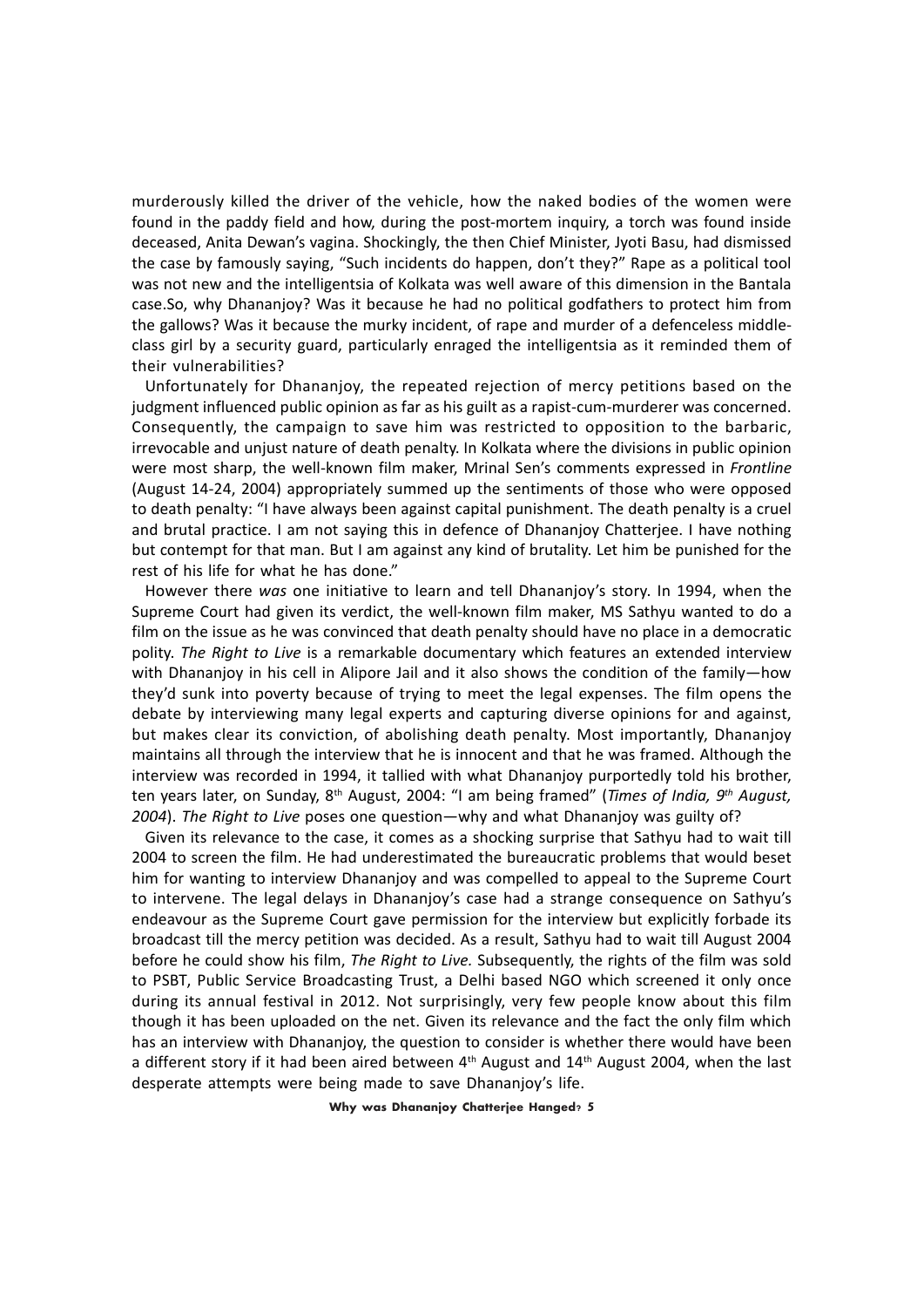murderously killed the driver of the vehicle, how the naked bodies of the women were found in the paddy field and how, during the post-mortem inquiry, a torch was found inside deceased, Anita Dewan's vagina. Shockingly, the then Chief Minister, Jyoti Basu, had dismissed the case by famously saying, "Such incidents do happen, don't they?" Rape as a political tool was not new and the intelligentsia of Kolkata was well aware of this dimension in the Bantala case.So, why Dhananjoy? Was it because he had no political godfathers to protect him from the gallows? Was it because the murky incident, of rape and murder of a defenceless middle-class girl by a security guard, particularly enraged the intelligentsia as it reminded them of their vulnerabilities?

Unfortunately for Dhananjoy, the repeated rejection of mercy petitions based on the judgment influenced public opinion as far as his guilt as a rapist-cum-murderer was concerned. Consequently, the campaign to save him was restricted to opposition to the barbaric, irrevocable and unjust nature of death penalty. In Kolkata where the divisions in public opinion were most sharp, the well-known film maker, Mrinal Sen's comments expressed in *Frontline* (August 14-24, 2004) appropriately summed up the sentiments of those who were opposed to death penalty: "I have always been against capital punishment. The death penalty is a cruel and brutal practice. I am not saying this in defence of Dhananjoy Chatterjee. I have nothing but contempt for that man. But I am against any kind of brutality. Let him be punished for the rest of his life for what he has done."

However there *was* one initiative to learn and tell Dhananjoy's story. In 1994, when the Supreme Court had given its verdict, the well-known film maker, MS Sathyu wanted to do a film on the issue as he was convinced that death penalty should have no place in a democratic polity. *The Right to Live* is a remarkable documentary which features an extended interview with Dhananjoy in his cell in Alipore Jail and it also shows the condition of the family—how they'd sunk into poverty because of trying to meet the legal expenses. The film opens the debate by interviewing many legal experts and capturing diverse opinions for and against, but makes clear its conviction, of abolishing death penalty. Most importantly, Dhananjoy maintains all through the interview that he is innocent and that he was framed. Although the interview was recorded in 1994, it tallied with what Dhananjoy purportedly told his brother, ten years later, on Sunday, 8th August, 2004: "I am being framed" (*Times of India, 9th August, 2004*). *The Right to Live* poses one question—why and what Dhananjoy was guilty of?

Given its relevance to the case, it comes as a shocking surprise that Sathyu had to wait till 2004 to screen the film. He had underestimated the bureaucratic problems that would beset him for wanting to interview Dhananjoy and was compelled to appeal to the Supreme Court to intervene. The legal delays in Dhananjoy's case had a strange consequence on Sathyu's endeavour as the Supreme Court gave permission for the interview but explicitly forbade its broadcast till the mercy petition was decided. As a result, Sathyu had to wait till August 2004 before he could show his film, *The Right to Live.* Subsequently, the rights of the film was sold to PSBT, Public Service Broadcasting Trust, a Delhi based NGO which screened it only once during its annual festival in 2012. Not surprisingly, very few people know about this film though it has been uploaded on the net. Given its relevance and the fact the only film which has an interview with Dhananjoy, the question to consider is whether there would have been a different story if it had been aired between 4th August and 14th August 2004, when the last desperate attempts were being made to save Dhananjoy's life.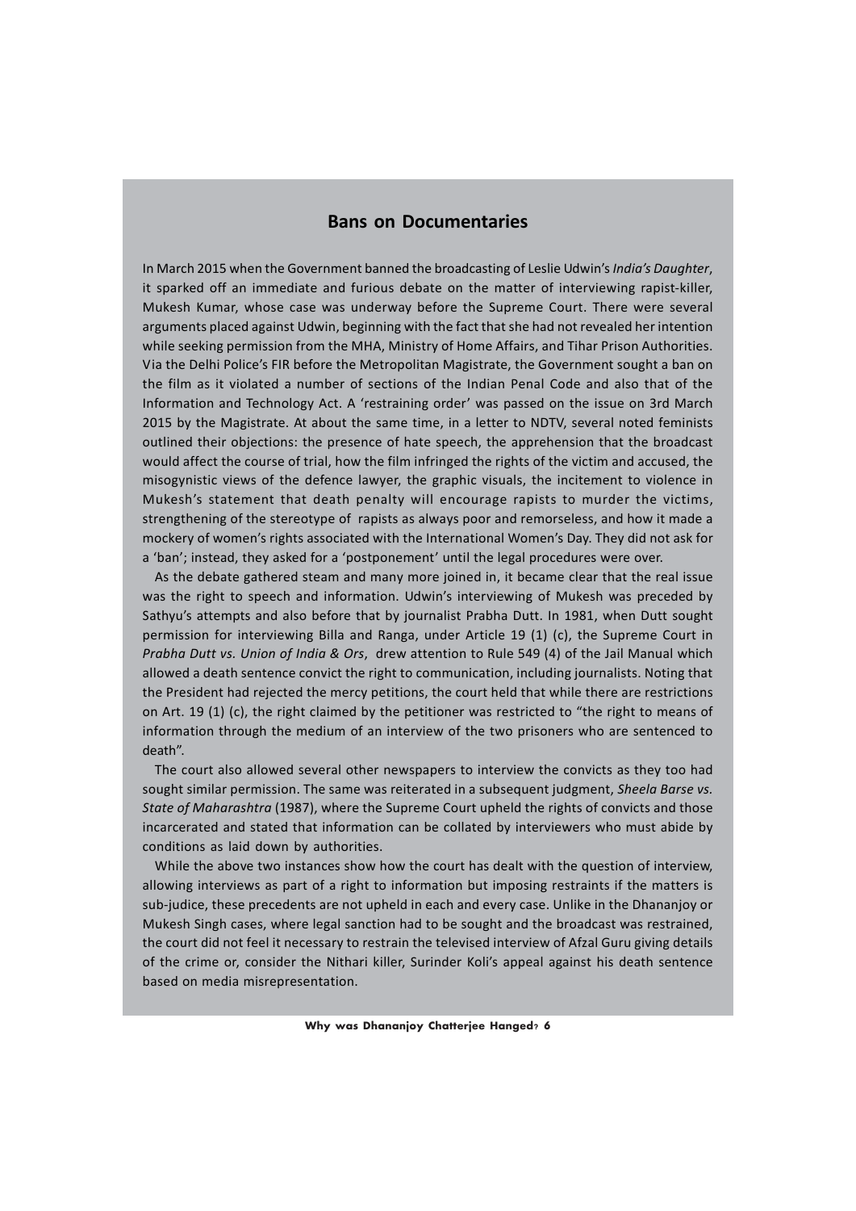## Bans on Documentaries

In March 2015 when the Government banned the broadcasting of Leslie Udwin's *India's Daughter*, it sparked off an immediate and furious debate on the matter of interviewing rapist-killer, Mukesh Kumar, whose case was underway before the Supreme Court. There were several arguments placed against Udwin, beginning with the fact that she had not revealed her intention while seeking permission from the MHA, Ministry of Home Affairs, and Tihar Prison Authorities. Via the Delhi Police's FIR before the Metropolitan Magistrate, the Government sought a ban on the film as it violated a number of sections of the Indian Penal Code and also that of the Information and Technology Act. A 'restraining order' was passed on the issue on 3rd March 2015 by the Magistrate. At about the same time, in a letter to NDTV, several noted feminists outlined their objections: the presence of hate speech, the apprehension that the broadcast would affect the course of trial, how the film infringed the rights of the victim and accused, the misogynistic views of the defence lawyer, the graphic visuals, the incitement to violence in Mukesh's statement that death penalty will encourage rapists to murder the victims, strengthening of the stereotype of rapists as always poor and remorseless, and how it made a mockery of women's rights associated with the International Women's Day. They did not ask for a 'ban'; instead, they asked for a 'postponement' until the legal procedures were over.

As the debate gathered steam and many more joined in, it became clear that the real issue was the right to speech and information. Udwin's interviewing of Mukesh was preceded by Sathyu's attempts and also before that by journalist Prabha Dutt. In 1981, when Dutt sought permission for interviewing Billa and Ranga, under Article 19 (1) (c), the Supreme Court in *Prabha Dutt vs. Union of India & Ors*, drew attention to Rule 549 (4) of the Jail Manual which allowed a death sentence convict the right to communication, including journalists. Noting that the President had rejected the mercy petitions, the court held that while there are restrictions on Art. 19 (1) (c), the right claimed by the petitioner was restricted to "the right to means of information through the medium of an interview of the two prisoners who are sentenced to death".

The court also allowed several other newspapers to interview the convicts as they too had sought similar permission. The same was reiterated in a subsequent judgment, *Sheela Barse vs. State of Maharashtra* (1987), where the Supreme Court upheld the rights of convicts and those incarcerated and stated that information can be collated by interviewers who must abide by conditions as laid down by authorities.

While the above two instances show how the court has dealt with the question of interview, allowing interviews as part of a right to information but imposing restraints if the matters is sub-judice, these precedents are not upheld in each and every case. Unlike in the Dhananjoy or Mukesh Singh cases, where legal sanction had to be sought and the broadcast was restrained, the court did not feel it necessary to restrain the televised interview of Afzal Guru giving details of the crime or, consider the Nithari killer, Surinder Koli's appeal against his death sentence based on media misrepresentation.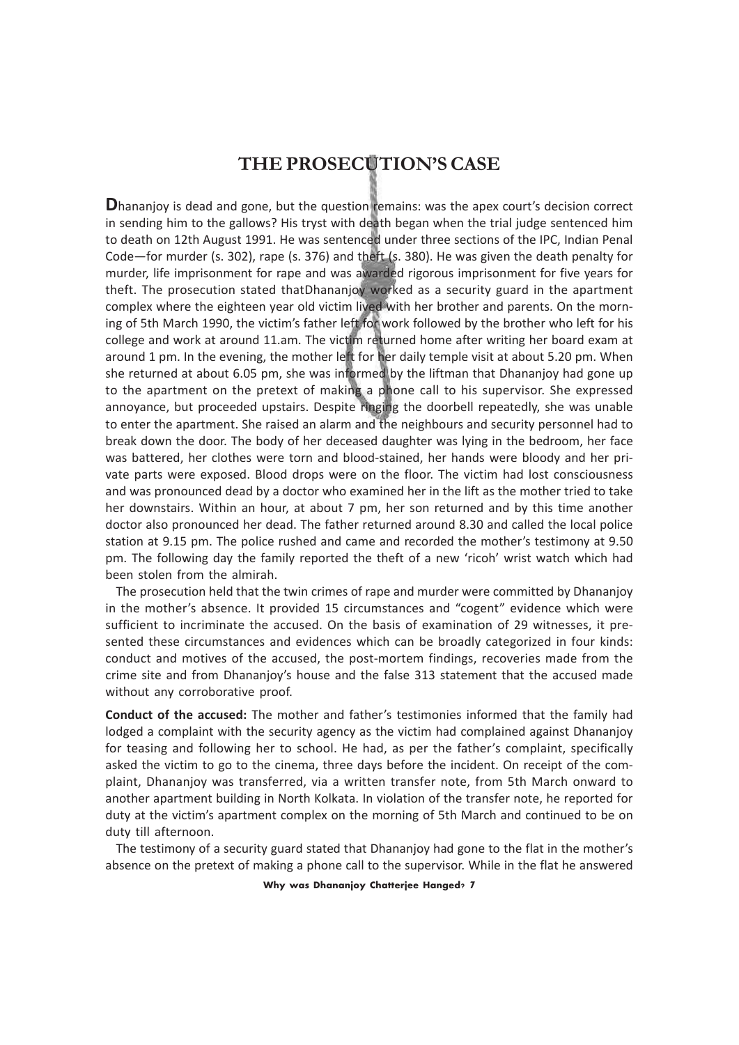## THE PROSECUTION'S CASE

**D**hananjoy is dead and gone, but the question remains: was the apex court's decision correct in sending him to the gallows? His tryst with death began when the trial judge sentenced him to death on 12th August 1991. He was sentenced under three sections of the IPC, Indian Penal Code—for murder (s. 302), rape (s. 376) and theft (s. 380). He was given the death penalty for murder, life imprisonment for rape and was awarded rigorous imprisonment for five years for theft. The prosecution stated thatDhananjoy worked as a security guard in the apartment complex where the eighteen year old victim lived with her brother and parents. On the morning of 5th March 1990, the victim's father left for work followed by the brother who left for his college and work at around 11.am. The victim returned home after writing her board exam at around 1 pm. In the evening, the mother left for her daily temple visit at about 5.20 pm. When she returned at about 6.05 pm, she was informed by the liftman that Dhananjoy had gone up to the apartment on the pretext of making a phone call to his supervisor. She expressed annoyance, but proceeded upstairs. Despite ringing the doorbell repeatedly, she was unable to enter the apartment. She raised an alarm and the neighbours and security personnel had to break down the door. The body of her deceased daughter was lying in the bedroom, her face was battered, her clothes were torn and blood-stained, her hands were bloody and her private parts were exposed. Blood drops were on the floor. The victim had lost consciousness and was pronounced dead by a doctor who examined her in the lift as the mother tried to take her downstairs. Within an hour, at about 7 pm, her son returned and by this time another doctor also pronounced her dead. The father returned around 8.30 and called the local police station at 9.15 pm. The police rushed and came and recorded the mother's testimony at 9.50 pm. The following day the family reported the theft of a new 'ricoh' wrist watch which had been stolen from the almirah.

The prosecution held that the twin crimes of rape and murder were committed by Dhananjoy in the mother's absence. It provided 15 circumstances and "cogent" evidence which were sufficient to incriminate the accused. On the basis of examination of 29 witnesses, it presented these circumstances and evidences which can be broadly categorized in four kinds: conduct and motives of the accused, the post-mortem findings, recoveries made from the crime site and from Dhananjoy's house and the false 313 statement that the accused made without any corroborative proof.

**Conduct of the accused:** The mother and father's testimonies informed that the family had lodged a complaint with the security agency as the victim had complained against Dhananjoy for teasing and following her to school. He had, as per the father's complaint, specifically asked the victim to go to the cinema, three days before the incident. On receipt of the complaint, Dhananjoy was transferred, via a written transfer note, from 5th March onward to another apartment building in North Kolkata. In violation of the transfer note, he reported for duty at the victim's apartment complex on the morning of 5th March and continued to be on duty till afternoon.

The testimony of a security guard stated that Dhananjoy had gone to the flat in the mother's absence on the pretext of making a phone call to the supervisor. While in the flat he answered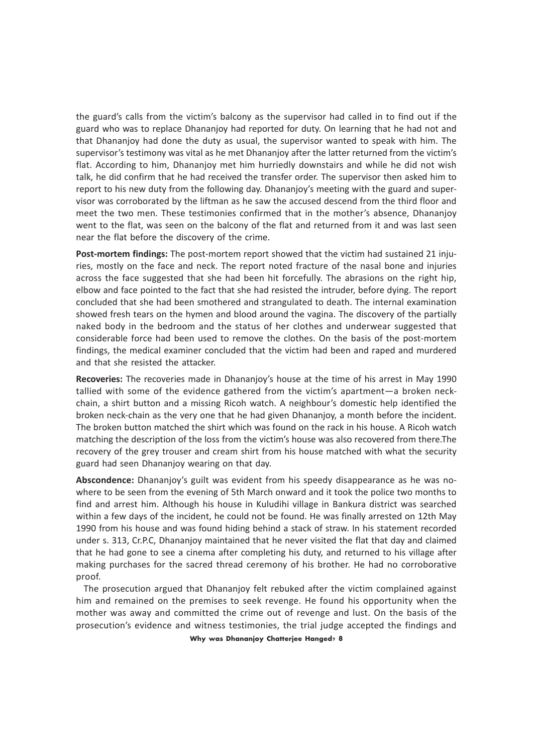the guard's calls from the victim's balcony as the supervisor had called in to find out if the guard who was to replace Dhananjoy had reported for duty. On learning that he had not and that Dhananjoy had done the duty as usual, the supervisor wanted to speak with him. The supervisor's testimony was vital as he met Dhananjoy after the latter returned from the victim's flat. According to him, Dhananjoy met him hurriedly downstairs and while he did not wish talk, he did confirm that he had received the transfer order. The supervisor then asked him to report to his new duty from the following day. Dhananjoy's meeting with the guard and supervisor was corroborated by the liftman as he saw the accused descend from the third floor and meet the two men. These testimonies confirmed that in the mother's absence, Dhananjoy went to the flat, was seen on the balcony of the flat and returned from it and was last seen near the flat before the discovery of the crime.

**Post-mortem findings:** The post-mortem report showed that the victim had sustained 21 injuries, mostly on the face and neck. The report noted fracture of the nasal bone and injuries across the face suggested that she had been hit forcefully. The abrasions on the right hip, elbow and face pointed to the fact that she had resisted the intruder, before dying. The report concluded that she had been smothered and strangulated to death. The internal examination showed fresh tears on the hymen and blood around the vagina. The discovery of the partially naked body in the bedroom and the status of her clothes and underwear suggested that considerable force had been used to remove the clothes. On the basis of the post-mortem findings, the medical examiner concluded that the victim had been and raped and murdered and that she resisted the attacker.

**Recoveries:** The recoveries made in Dhananjoy's house at the time of his arrest in May 1990 tallied with some of the evidence gathered from the victim's apartment—a broken neck-chain, a shirt button and a missing Ricoh watch. A neighbour's domestic help identified the broken neck-chain as the very one that he had given Dhananjoy, a month before the incident. The broken button matched the shirt which was found on the rack in his house. A Ricoh watch matching the description of the loss from the victim's house was also recovered from there.The recovery of the grey trouser and cream shirt from his house matched with what the security guard had seen Dhananjoy wearing on that day.

**Abscondence:** Dhananjoy's guilt was evident from his speedy disappearance as he was nowhere to be seen from the evening of 5th March onward and it took the police two months to find and arrest him. Although his house in Kuludihi village in Bankura district was searched within a few days of the incident, he could not be found. He was finally arrested on 12th May 1990 from his house and was found hiding behind a stack of straw. In his statement recorded under s. 313, Cr.P.C, Dhananjoy maintained that he never visited the flat that day and claimed that he had gone to see a cinema after completing his duty, and returned to his village after making purchases for the sacred thread ceremony of his brother. He had no corroborative proof.

The prosecution argued that Dhananjoy felt rebuked after the victim complained against him and remained on the premises to seek revenge. He found his opportunity when the mother was away and committed the crime out of revenge and lust. On the basis of the prosecution's evidence and witness testimonies, the trial judge accepted the findings and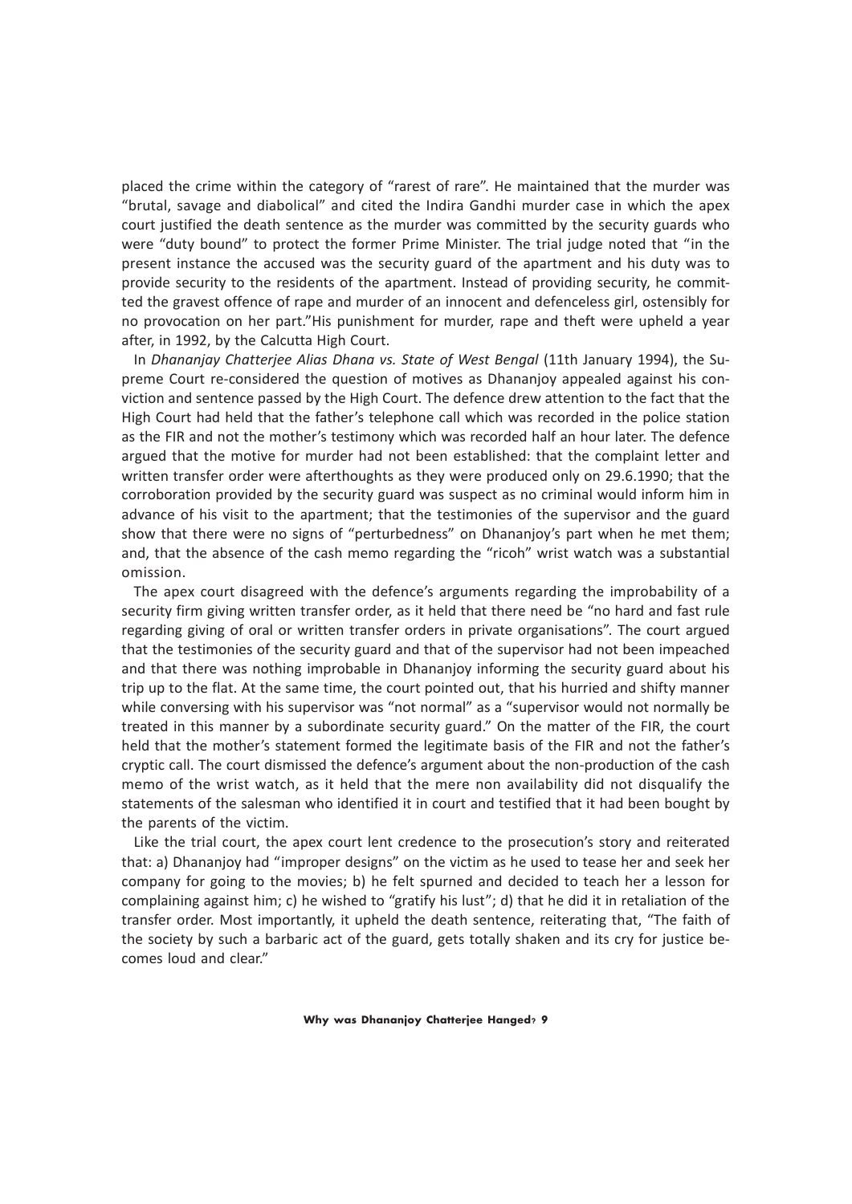placed the crime within the category of "rarest of rare". He maintained that the murder was "brutal, savage and diabolical" and cited the Indira Gandhi murder case in which the apex court justified the death sentence as the murder was committed by the security guards who were "duty bound" to protect the former Prime Minister. The trial judge noted that "in the present instance the accused was the security guard of the apartment and his duty was to provide security to the residents of the apartment. Instead of providing security, he committed the gravest offence of rape and murder of an innocent and defenceless girl, ostensibly for no provocation on her part."His punishment for murder, rape and theft were upheld a year after, in 1992, by the Calcutta High Court.

In *Dhananjay Chatterjee Alias Dhana vs. State of West Bengal* (11th January 1994), the Supreme Court re-considered the question of motives as Dhananjoy appealed against his conviction and sentence passed by the High Court. The defence drew attention to the fact that the High Court had held that the father's telephone call which was recorded in the police station as the FIR and not the mother's testimony which was recorded half an hour later. The defence argued that the motive for murder had not been established: that the complaint letter and written transfer order were afterthoughts as they were produced only on 29.6.1990; that the corroboration provided by the security guard was suspect as no criminal would inform him in advance of his visit to the apartment; that the testimonies of the supervisor and the guard show that there were no signs of "perturbedness" on Dhananjoy's part when he met them; and, that the absence of the cash memo regarding the "ricoh" wrist watch was a substantial omission.

The apex court disagreed with the defence's arguments regarding the improbability of a security firm giving written transfer order, as it held that there need be "no hard and fast rule regarding giving of oral or written transfer orders in private organisations". The court argued that the testimonies of the security guard and that of the supervisor had not been impeached and that there was nothing improbable in Dhananjoy informing the security guard about his trip up to the flat. At the same time, the court pointed out, that his hurried and shifty manner while conversing with his supervisor was "not normal" as a "supervisor would not normally be treated in this manner by a subordinate security guard." On the matter of the FIR, the court held that the mother's statement formed the legitimate basis of the FIR and not the father's cryptic call. The court dismissed the defence's argument about the non-production of the cash memo of the wrist watch, as it held that the mere non availability did not disqualify the statements of the salesman who identified it in court and testified that it had been bought by the parents of the victim.

Like the trial court, the apex court lent credence to the prosecution's story and reiterated that: a) Dhananjoy had "improper designs" on the victim as he used to tease her and seek her company for going to the movies; b) he felt spurned and decided to teach her a lesson for complaining against him; c) he wished to "gratify his lust"; d) that he did it in retaliation of the transfer order. Most importantly, it upheld the death sentence, reiterating that, "The faith of the society by such a barbaric act of the guard, gets totally shaken and its cry for justice becomes loud and clear."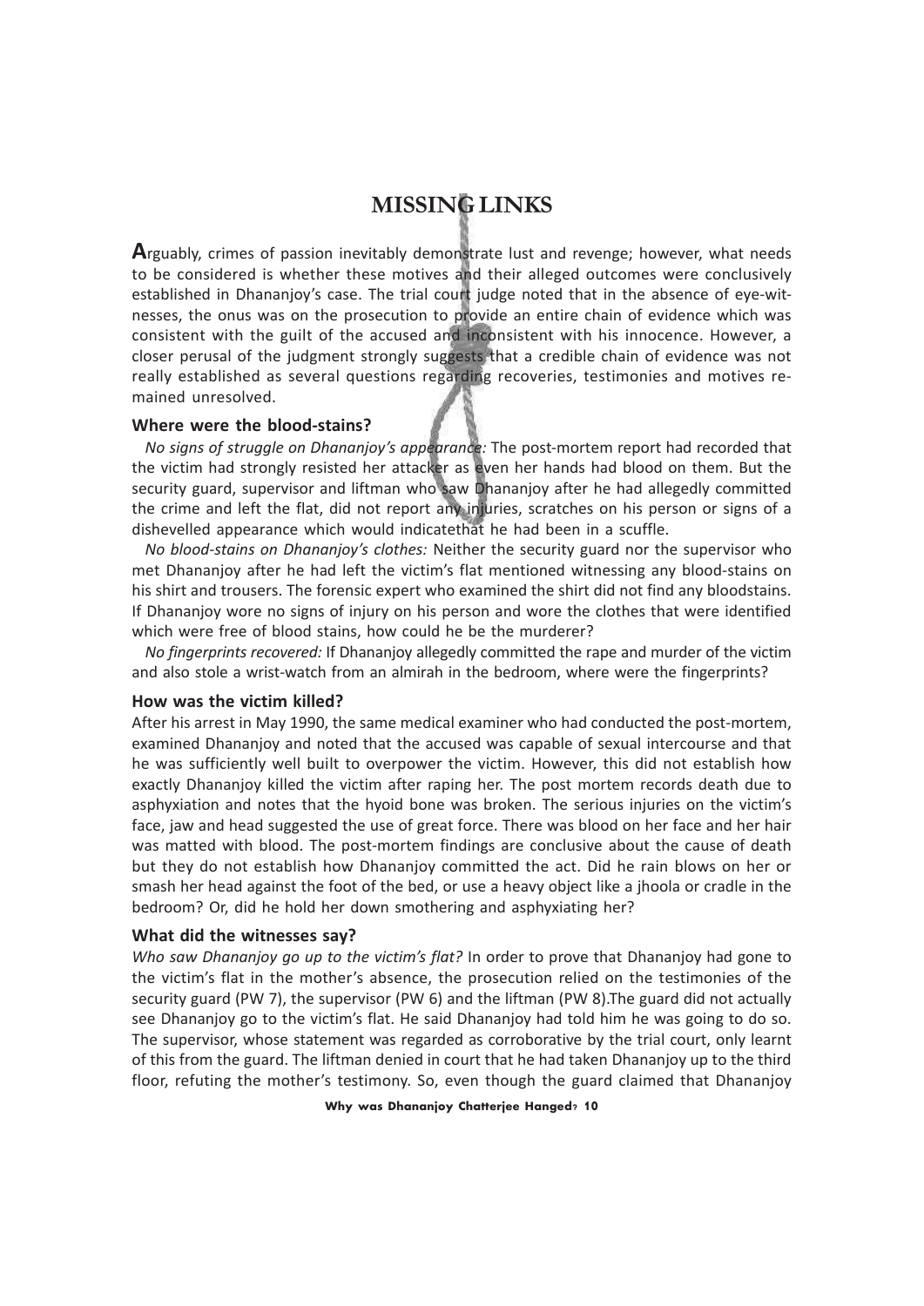# MISSING LINKS

**A**rguably, crimes of passion inevitably demonstrate lust and revenge; however, what needs to be considered is whether these motives and their alleged outcomes were conclusively established in Dhananjoy's case. The trial court judge noted that in the absence of eye-witnesses, the onus was on the prosecution to provide an entire chain of evidence which was consistent with the guilt of the accused and inconsistent with his innocence. However, a closer perusal of the judgment strongly suggests that a credible chain of evidence was not really established as several questions regarding recoveries, testimonies and motives remained unresolved.

### Where were the blood-stains?

*No signs of struggle on Dhananjoy's appearance:* The post-mortem report had recorded that the victim had strongly resisted her attacker as even her hands had blood on them. But the security guard, supervisor and liftman who saw Dhananjoy after he had allegedly committed the crime and left the flat, did not report any injuries, scratches on his person or signs of a dishevelled appearance which would indicatethat he had been in a scuffle.

*No blood-stains on Dhananjoy's clothes:* Neither the security guard nor the supervisor who met Dhananjoy after he had left the victim's flat mentioned witnessing any blood-stains on his shirt and trousers. The forensic expert who examined the shirt did not find any bloodstains. If Dhananjoy wore no signs of injury on his person and wore the clothes that were identified which were free of blood stains, how could he be the murderer?

*No fingerprints recovered:* If Dhananjoy allegedly committed the rape and murder of the victim and also stole a wrist-watch from an almirah in the bedroom, where were the fingerprints?

### How was the victim killed?

After his arrest in May 1990, the same medical examiner who had conducted the post-mortem, examined Dhananjoy and noted that the accused was capable of sexual intercourse and that he was sufficiently well built to overpower the victim. However, this did not establish how exactly Dhananjoy killed the victim after raping her. The post mortem records death due to asphyxiation and notes that the hyoid bone was broken. The serious injuries on the victim's face, jaw and head suggested the use of great force. There was blood on her face and her hair was matted with blood. The post-mortem findings are conclusive about the cause of death but they do not establish how Dhananjoy committed the act. Did he rain blows on her or smash her head against the foot of the bed, or use a heavy object like a jhoola or cradle in the bedroom? Or, did he hold her down smothering and asphyxiating her?

### What did the witnesses say?

*Who saw Dhananjoy go up to the victim's flat?* In order to prove that Dhananjoy had gone to the victim's flat in the mother's absence, the prosecution relied on the testimonies of the security guard (PW 7), the supervisor (PW 6) and the liftman (PW 8).The guard did not actually see Dhananjoy go to the victim's flat. He said Dhananjoy had told him he was going to do so. The supervisor, whose statement was regarded as corroborative by the trial court, only learnt of this from the guard. The liftman denied in court that he had taken Dhananjoy up to the third floor, refuting the mother's testimony. So, even though the guard claimed that Dhananjoy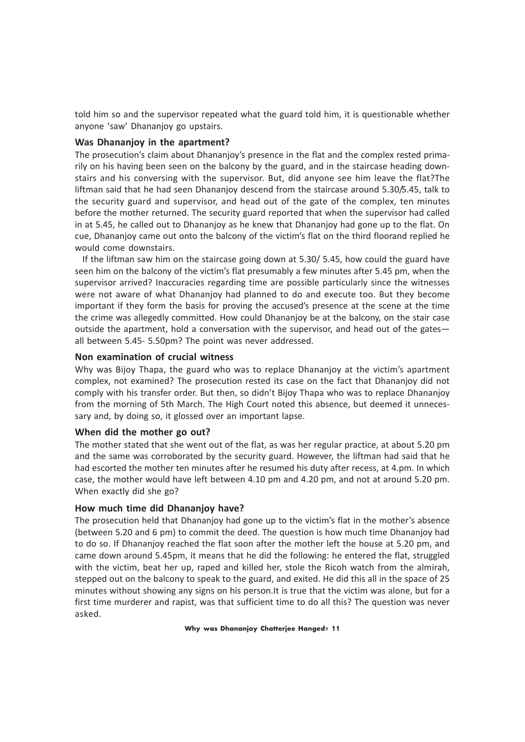told him so and the supervisor repeated what the guard told him, it is questionable whether anyone 'saw' Dhananjoy go upstairs.

### Was Dhananjoy in the apartment?

The prosecution's claim about Dhananjoy's presence in the flat and the complex rested primarily on his having been seen on the balcony by the guard, and in the staircase heading downstairs and his conversing with the supervisor. But, did anyone see him leave the flat?The liftman said that he had seen Dhananjoy descend from the staircase around 5.30/5.45, talk to the security guard and supervisor, and head out of the gate of the complex, ten minutes before the mother returned. The security guard reported that when the supervisor had called in at 5.45, he called out to Dhananjoy as he knew that Dhananjoy had gone up to the flat. On cue, Dhananjoy came out onto the balcony of the victim's flat on the third floorand replied he would come downstairs.

If the liftman saw him on the staircase going down at 5.30/ 5.45, how could the guard have seen him on the balcony of the victim's flat presumably a few minutes after 5.45 pm, when the supervisor arrived? Inaccuracies regarding time are possible particularly since the witnesses were not aware of what Dhananjoy had planned to do and execute too. But they become important if they form the basis for proving the accused's presence at the scene at the time the crime was allegedly committed. How could Dhananjoy be at the balcony, on the stair case outside the apartment, hold a conversation with the supervisor, and head out of the gates—all between 5.45- 5.50pm? The point was never addressed.

### Non examination of crucial witness

Why was Bijoy Thapa, the guard who was to replace Dhananjoy at the victim's apartment complex, not examined? The prosecution rested its case on the fact that Dhananjoy did not comply with his transfer order. But then, so didn't Bijoy Thapa who was to replace Dhananjoy from the morning of 5th March. The High Court noted this absence, but deemed it unnecessary and, by doing so, it glossed over an important lapse.

### When did the mother go out?

The mother stated that she went out of the flat, as was her regular practice, at about 5.20 pm and the same was corroborated by the security guard. However, the liftman had said that he had escorted the mother ten minutes after he resumed his duty after recess, at 4.pm. In which case, the mother would have left between 4.10 pm and 4.20 pm, and not at around 5.20 pm. When exactly did she go?

### How much time did Dhananjoy have?

The prosecution held that Dhananjoy had gone up to the victim's flat in the mother's absence (between 5.20 and 6 pm) to commit the deed. The question is how much time Dhananjoy had to do so. If Dhananjoy reached the flat soon after the mother left the house at 5.20 pm, and came down around 5.45pm, it means that he did the following: he entered the flat, struggled with the victim, beat her up, raped and killed her, stole the Ricoh watch from the almirah, stepped out on the balcony to speak to the guard, and exited. He did this all in the space of 25 minutes without showing any signs on his person.It is true that the victim was alone, but for a first time murderer and rapist, was that sufficient time to do all this? The question was never asked.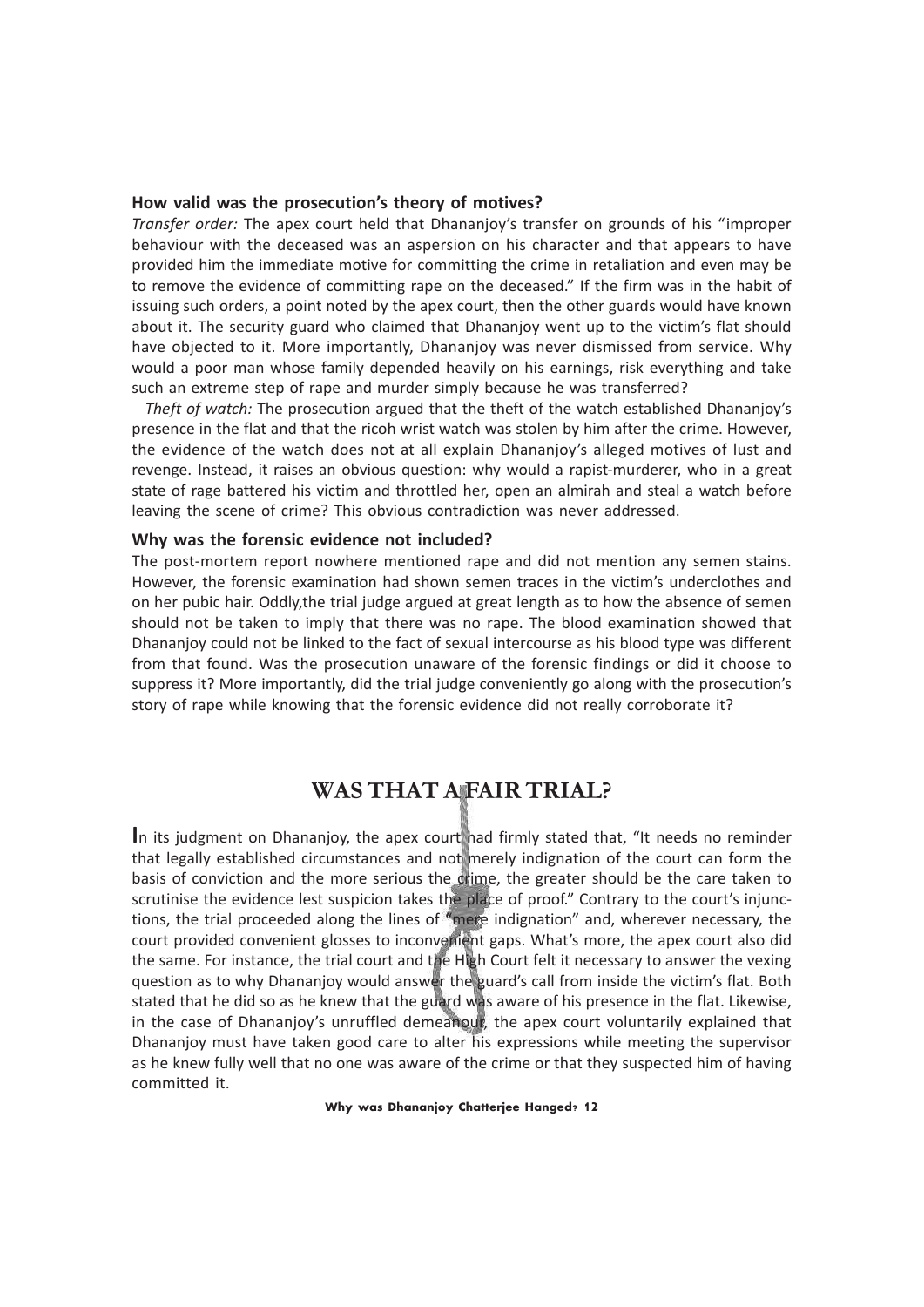### How valid was the prosecution's theory of motives?

*Transfer order:* The apex court held that Dhananjoy's transfer on grounds of his "improper behaviour with the deceased was an aspersion on his character and that appears to have provided him the immediate motive for committing the crime in retaliation and even may be to remove the evidence of committing rape on the deceased." If the firm was in the habit of issuing such orders, a point noted by the apex court, then the other guards would have known about it. The security guard who claimed that Dhananjoy went up to the victim's flat should have objected to it. More importantly, Dhananjoy was never dismissed from service. Why would a poor man whose family depended heavily on his earnings, risk everything and take such an extreme step of rape and murder simply because he was transferred?

*Theft of watch:* The prosecution argued that the theft of the watch established Dhananjoy's presence in the flat and that the ricoh wrist watch was stolen by him after the crime. However, the evidence of the watch does not at all explain Dhananjoy's alleged motives of lust and revenge. Instead, it raises an obvious question: why would a rapist-murderer, who in a great state of rage battered his victim and throttled her, open an almirah and steal a watch before leaving the scene of crime? This obvious contradiction was never addressed.

### Why was the forensic evidence not included?

The post-mortem report nowhere mentioned rape and did not mention any semen stains. However, the forensic examination had shown semen traces in the victim's underclothes and on her pubic hair. Oddly,the trial judge argued at great length as to how the absence of semen should not be taken to imply that there was no rape. The blood examination showed that Dhananjoy could not be linked to the fact of sexual intercourse as his blood type was different from that found. Was the prosecution unaware of the forensic findings or did it choose to suppress it? More importantly, did the trial judge conveniently go along with the prosecution's story of rape while knowing that the forensic evidence did not really corroborate it?

## WAS THAT A FAIR TRIAL?

In its judgment on Dhananjoy, the apex court had firmly stated that, "It needs no reminder that legally established circumstances and not merely indignation of the court can form the basis of conviction and the more serious the crime, the greater should be the care taken to scrutinise the evidence lest suspicion takes the place of proof." Contrary to the court's injunctions, the trial proceeded along the lines of "mere indignation" and, wherever necessary, the court provided convenient glosses to inconvenient gaps. What's more, the apex court also did the same. For instance, the trial court and the High Court felt it necessary to answer the vexing question as to why Dhananjoy would answer the guard's call from inside the victim's flat. Both stated that he did so as he knew that the guard was aware of his presence in the flat. Likewise, in the case of Dhananjoy's unruffled demeanour, the apex court voluntarily explained that Dhananjoy must have taken good care to alter his expressions while meeting the supervisor as he knew fully well that no one was aware of the crime or that they suspected him of having committed it.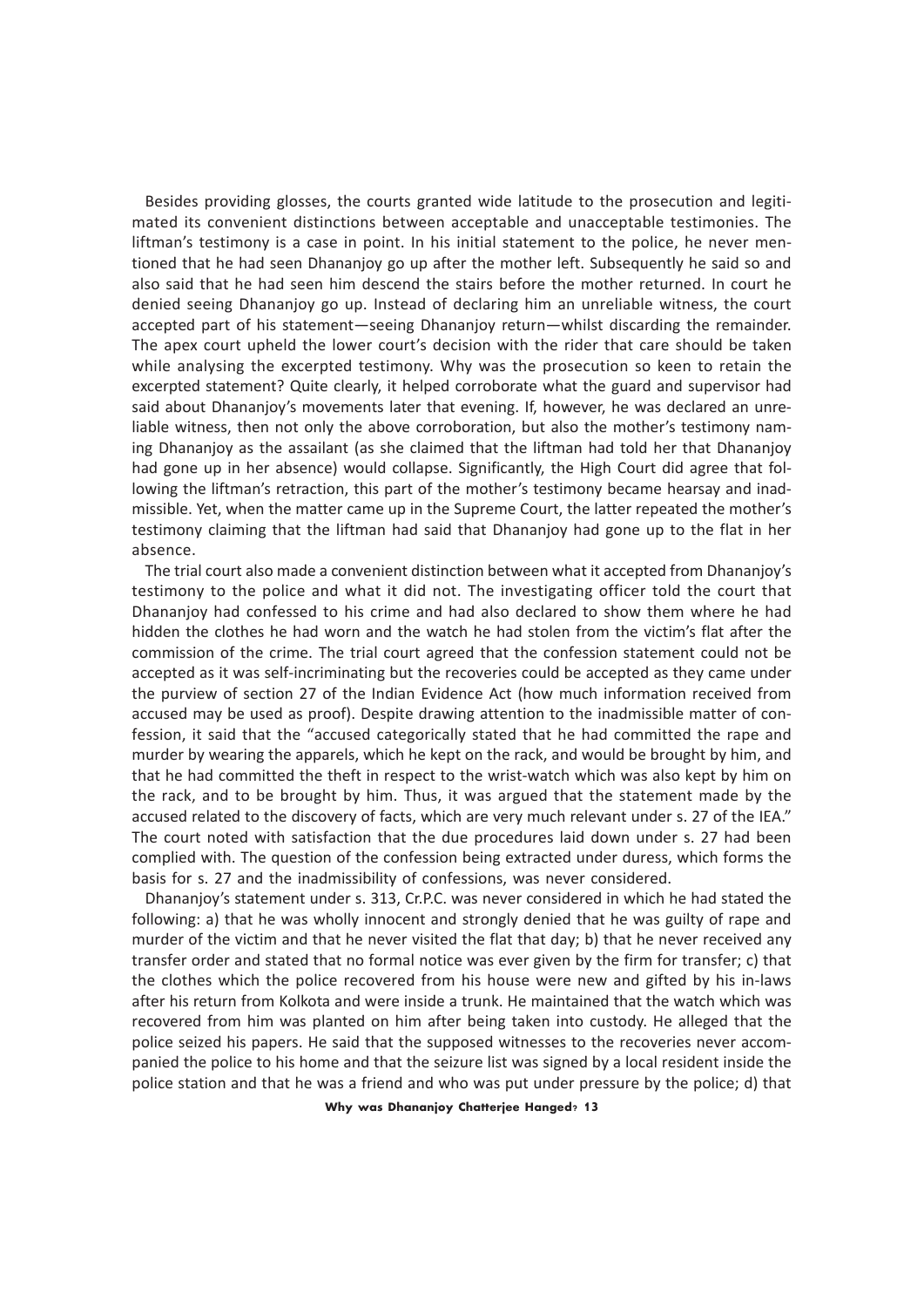Besides providing glosses, the courts granted wide latitude to the prosecution and legitimated its convenient distinctions between acceptable and unacceptable testimonies. The liftman's testimony is a case in point. In his initial statement to the police, he never mentioned that he had seen Dhananjoy go up after the mother left. Subsequently he said so and also said that he had seen him descend the stairs before the mother returned. In court he denied seeing Dhananjoy go up. Instead of declaring him an unreliable witness, the court accepted part of his statement—seeing Dhananjoy return—whilst discarding the remainder. The apex court upheld the lower court's decision with the rider that care should be taken while analysing the excerpted testimony. Why was the prosecution so keen to retain the excerpted statement? Quite clearly, it helped corroborate what the guard and supervisor had said about Dhananjoy's movements later that evening. If, however, he was declared an unreliable witness, then not only the above corroboration, but also the mother's testimony naming Dhananjoy as the assailant (as she claimed that the liftman had told her that Dhananjoy had gone up in her absence) would collapse. Significantly, the High Court did agree that following the liftman's retraction, this part of the mother's testimony became hearsay and inadmissible. Yet, when the matter came up in the Supreme Court, the latter repeated the mother's testimony claiming that the liftman had said that Dhananjoy had gone up to the flat in her absence.

The trial court also made a convenient distinction between what it accepted from Dhananjoy's testimony to the police and what it did not. The investigating officer told the court that Dhananjoy had confessed to his crime and had also declared to show them where he had hidden the clothes he had worn and the watch he had stolen from the victim's flat after the commission of the crime. The trial court agreed that the confession statement could not be accepted as it was self-incriminating but the recoveries could be accepted as they came under the purview of section 27 of the Indian Evidence Act (how much information received from accused may be used as proof). Despite drawing attention to the inadmissible matter of confession, it said that the "accused categorically stated that he had committed the rape and murder by wearing the apparels, which he kept on the rack, and would be brought by him, and that he had committed the theft in respect to the wrist-watch which was also kept by him on the rack, and to be brought by him. Thus, it was argued that the statement made by the accused related to the discovery of facts, which are very much relevant under s. 27 of the IEA." The court noted with satisfaction that the due procedures laid down under s. 27 had been complied with. The question of the confession being extracted under duress, which forms the basis for s. 27 and the inadmissibility of confessions, was never considered.

Dhananjoy's statement under s. 313, Cr.P.C. was never considered in which he had stated the following: a) that he was wholly innocent and strongly denied that he was guilty of rape and murder of the victim and that he never visited the flat that day; b) that he never received any transfer order and stated that no formal notice was ever given by the firm for transfer; c) that the clothes which the police recovered from his house were new and gifted by his in-laws after his return from Kolkota and were inside a trunk. He maintained that the watch which was recovered from him was planted on him after being taken into custody. He alleged that the police seized his papers. He said that the supposed witnesses to the recoveries never accompanied the police to his home and that the seizure list was signed by a local resident inside the police station and that he was a friend and who was put under pressure by the police; d) that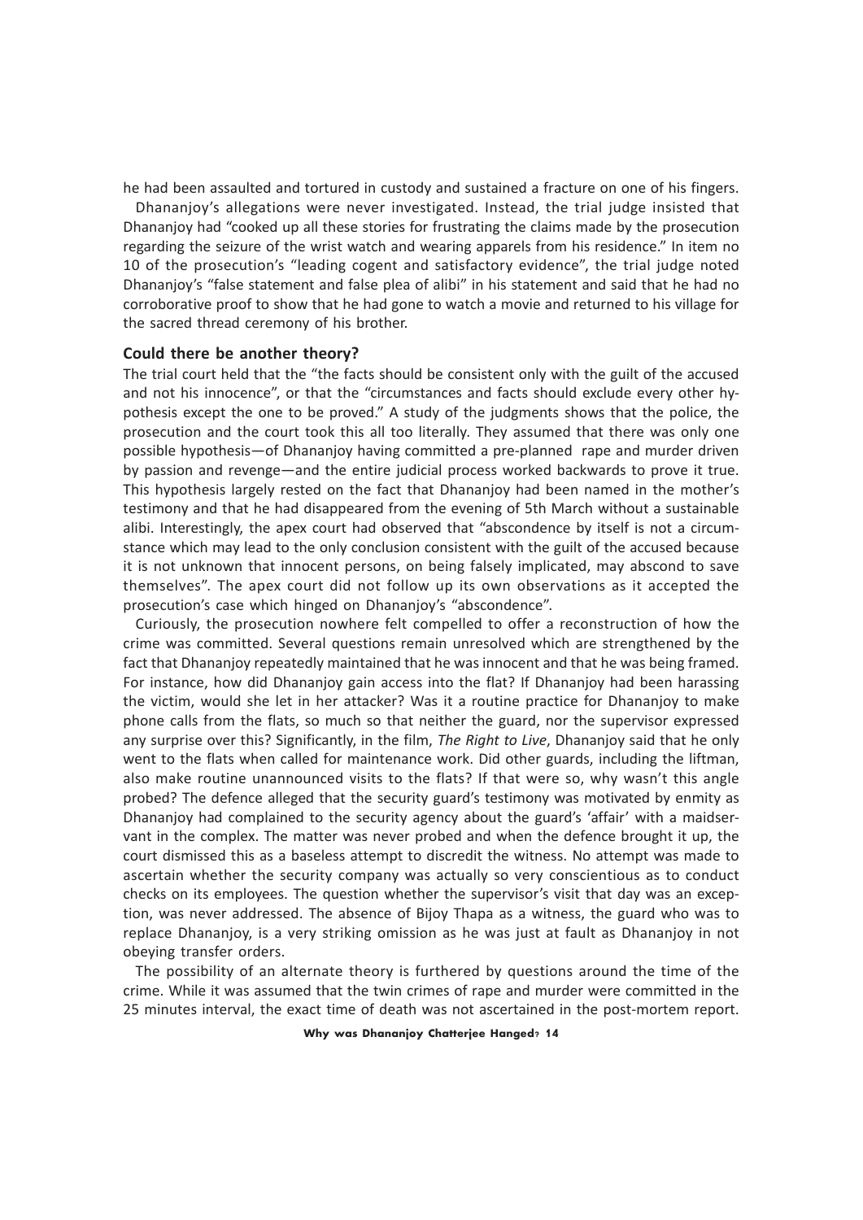he had been assaulted and tortured in custody and sustained a fracture on one of his fingers.

Dhananjoy's allegations were never investigated. Instead, the trial judge insisted that Dhananjoy had "cooked up all these stories for frustrating the claims made by the prosecution regarding the seizure of the wrist watch and wearing apparels from his residence." In item no 10 of the prosecution's "leading cogent and satisfactory evidence", the trial judge noted Dhananjoy's "false statement and false plea of alibi" in his statement and said that he had no corroborative proof to show that he had gone to watch a movie and returned to his village for the sacred thread ceremony of his brother.

### Could there be another theory?

The trial court held that the "the facts should be consistent only with the guilt of the accused and not his innocence", or that the "circumstances and facts should exclude every other hypothesis except the one to be proved." A study of the judgments shows that the police, the prosecution and the court took this all too literally. They assumed that there was only one possible hypothesis—of Dhananjoy having committed a pre-planned rape and murder driven by passion and revenge—and the entire judicial process worked backwards to prove it true. This hypothesis largely rested on the fact that Dhananjoy had been named in the mother's testimony and that he had disappeared from the evening of 5th March without a sustainable alibi. Interestingly, the apex court had observed that "abscondence by itself is not a circumstance which may lead to the only conclusion consistent with the guilt of the accused because it is not unknown that innocent persons, on being falsely implicated, may abscond to save themselves". The apex court did not follow up its own observations as it accepted the prosecution's case which hinged on Dhananjoy's "abscondence".

Curiously, the prosecution nowhere felt compelled to offer a reconstruction of how the crime was committed. Several questions remain unresolved which are strengthened by the fact that Dhananjoy repeatedly maintained that he was innocent and that he was being framed. For instance, how did Dhananjoy gain access into the flat? If Dhananjoy had been harassing the victim, would she let in her attacker? Was it a routine practice for Dhananjoy to make phone calls from the flats, so much so that neither the guard, nor the supervisor expressed any surprise over this? Significantly, in the film, *The Right to Live*, Dhananjoy said that he only went to the flats when called for maintenance work. Did other guards, including the liftman, also make routine unannounced visits to the flats? If that were so, why wasn't this angle probed? The defence alleged that the security guard's testimony was motivated by enmity as Dhananjoy had complained to the security agency about the guard's 'affair' with a maidservant in the complex. The matter was never probed and when the defence brought it up, the court dismissed this as a baseless attempt to discredit the witness. No attempt was made to ascertain whether the security company was actually so very conscientious as to conduct checks on its employees. The question whether the supervisor's visit that day was an exception, was never addressed. The absence of Bijoy Thapa as a witness, the guard who was to replace Dhananjoy, is a very striking omission as he was just at fault as Dhananjoy in not obeying transfer orders.

The possibility of an alternate theory is furthered by questions around the time of the crime. While it was assumed that the twin crimes of rape and murder were committed in the 25 minutes interval, the exact time of death was not ascertained in the post-mortem report.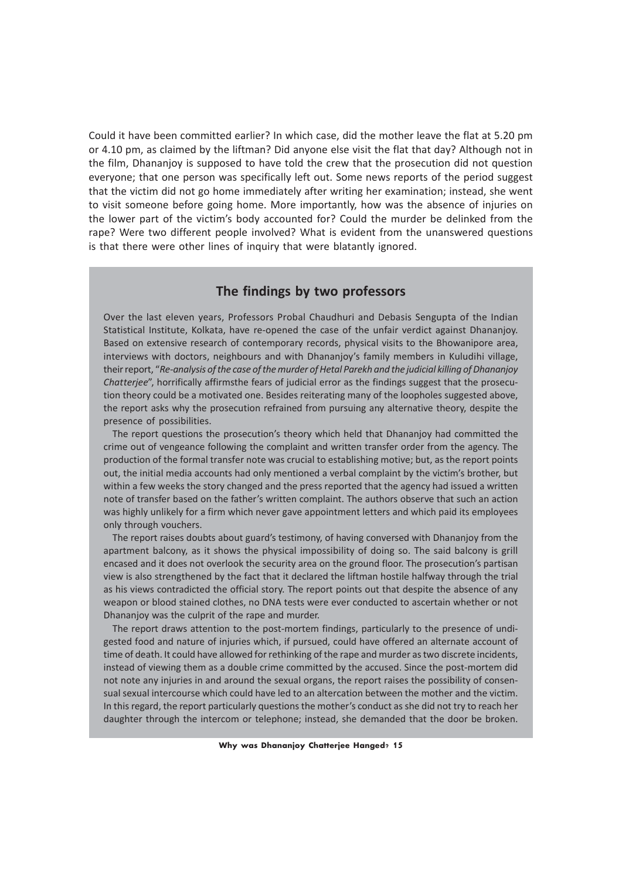Could it have been committed earlier? In which case, did the mother leave the flat at 5.20 pm or 4.10 pm, as claimed by the liftman? Did anyone else visit the flat that day? Although not in the film, Dhananjoy is supposed to have told the crew that the prosecution did not question everyone; that one person was specifically left out. Some news reports of the period suggest that the victim did not go home immediately after writing her examination; instead, she went to visit someone before going home. More importantly, how was the absence of injuries on the lower part of the victim's body accounted for? Could the murder be delinked from the rape? Were two different people involved? What is evident from the unanswered questions is that there were other lines of inquiry that were blatantly ignored.

## The findings by two professors

Over the last eleven years, Professors Probal Chaudhuri and Debasis Sengupta of the Indian Statistical Institute, Kolkata, have re-opened the case of the unfair verdict against Dhananjoy. Based on extensive research of contemporary records, physical visits to the Bhowanipore area, interviews with doctors, neighbours and with Dhananjoy's family members in Kuludihi village, their report, "*Re-analysis of the case of the murder of Hetal Parekh and the judicial killing of Dhananjoy Chatterjee*", horrifically affirmsthe fears of judicial error as the findings suggest that the prosecution theory could be a motivated one. Besides reiterating many of the loopholes suggested above, the report asks why the prosecution refrained from pursuing any alternative theory, despite the presence of possibilities.

The report questions the prosecution's theory which held that Dhananjoy had committed the crime out of vengeance following the complaint and written transfer order from the agency. The production of the formal transfer note was crucial to establishing motive; but, as the report points out, the initial media accounts had only mentioned a verbal complaint by the victim's brother, but within a few weeks the story changed and the press reported that the agency had issued a written note of transfer based on the father's written complaint. The authors observe that such an action was highly unlikely for a firm which never gave appointment letters and which paid its employees only through vouchers.

The report raises doubts about guard's testimony, of having conversed with Dhananjoy from the apartment balcony, as it shows the physical impossibility of doing so. The said balcony is grill encased and it does not overlook the security area on the ground floor. The prosecution's partisan view is also strengthened by the fact that it declared the liftman hostile halfway through the trial as his views contradicted the official story. The report points out that despite the absence of any weapon or blood stained clothes, no DNA tests were ever conducted to ascertain whether or not Dhananjoy was the culprit of the rape and murder.

The report draws attention to the post-mortem findings, particularly to the presence of undigested food and nature of injuries which, if pursued, could have offered an alternate account of time of death. It could have allowed for rethinking of the rape and murder as two discrete incidents, instead of viewing them as a double crime committed by the accused. Since the post-mortem did not note any injuries in and around the sexual organs, the report raises the possibility of consensual sexual intercourse which could have led to an altercation between the mother and the victim. In this regard, the report particularly questions the mother's conduct as she did not try to reach her daughter through the intercom or telephone; instead, she demanded that the door be broken.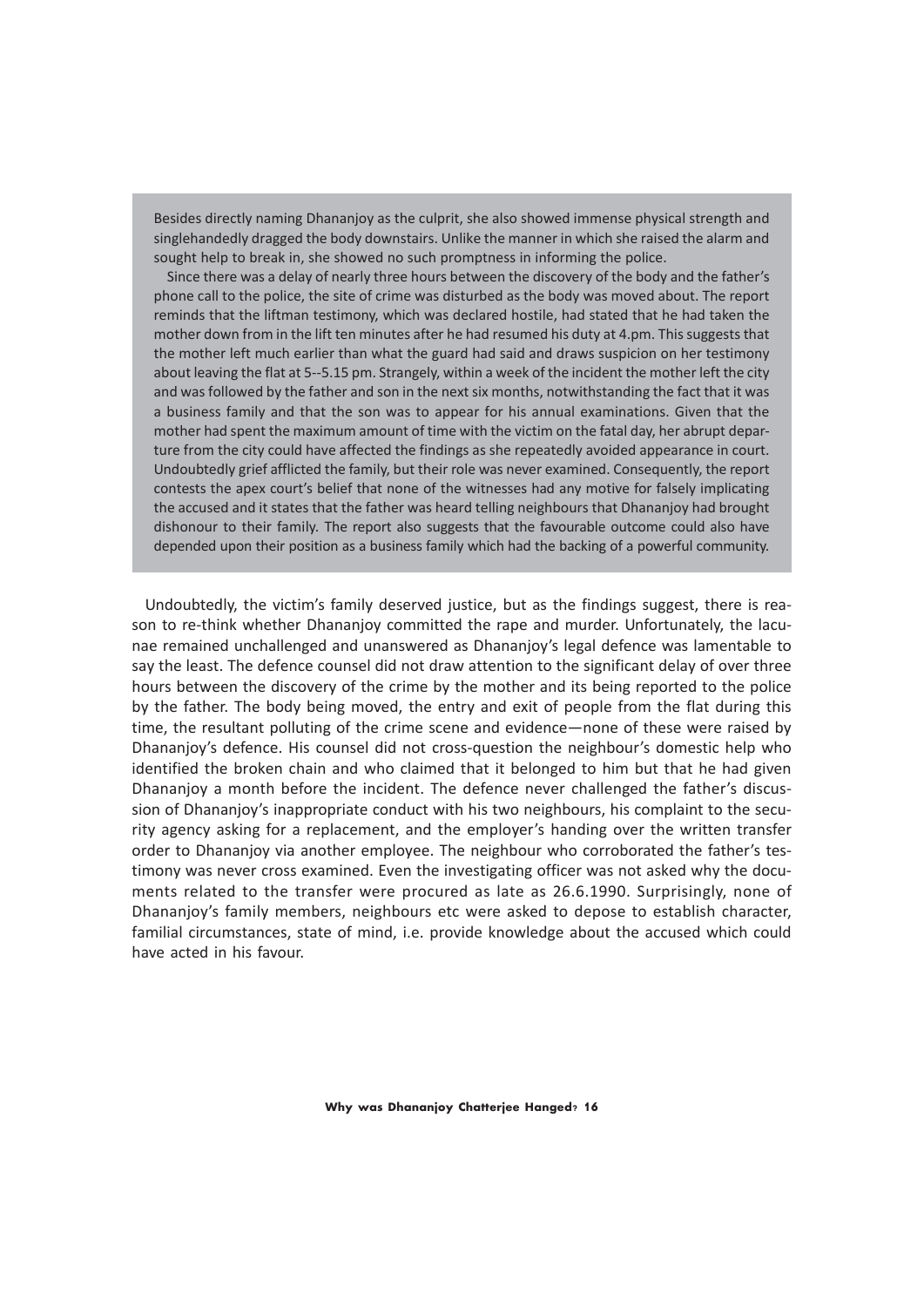> Besides directly naming Dhananjoy as the culprit, she also showed immense physical strength and singlehandedly dragged the body downstairs. Unlike the manner in which she raised the alarm and sought help to break in, she showed no such promptness in informing the police.
>
> Since there was a delay of nearly three hours between the discovery of the body and the father's phone call to the police, the site of crime was disturbed as the body was moved about. The report reminds that the liftman testimony, which was declared hostile, had stated that he had taken the mother down from in the lift ten minutes after he had resumed his duty at 4.pm. This suggests that the mother left much earlier than what the guard had said and draws suspicion on her testimony about leaving the flat at 5--5.15 pm. Strangely, within a week of the incident the mother left the city and was followed by the father and son in the next six months, notwithstanding the fact that it was a business family and that the son was to appear for his annual examinations. Given that the mother had spent the maximum amount of time with the victim on the fatal day, her abrupt departure from the city could have affected the findings as she repeatedly avoided appearance in court. Undoubtedly grief afflicted the family, but their role was never examined. Consequently, the report contests the apex court's belief that none of the witnesses had any motive for falsely implicating the accused and it states that the father was heard telling neighbours that Dhananjoy had brought dishonour to their family. The report also suggests that the favourable outcome could also have depended upon their position as a business family which had the backing of a powerful community.

Undoubtedly, the victim's family deserved justice, but as the findings suggest, there is reason to re-think whether Dhananjoy committed the rape and murder. Unfortunately, the lacunae remained unchallenged and unanswered as Dhananjoy's legal defence was lamentable to say the least. The defence counsel did not draw attention to the significant delay of over three hours between the discovery of the crime by the mother and its being reported to the police by the father. The body being moved, the entry and exit of people from the flat during this time, the resultant polluting of the crime scene and evidence—none of these were raised by Dhananjoy's defence. His counsel did not cross-question the neighbour's domestic help who identified the broken chain and who claimed that it belonged to him but that he had given Dhananjoy a month before the incident. The defence never challenged the father's discussion of Dhananjoy's inappropriate conduct with his two neighbours, his complaint to the security agency asking for a replacement, and the employer's handing over the written transfer order to Dhananjoy via another employee. The neighbour who corroborated the father's testimony was never cross examined. Even the investigating officer was not asked why the documents related to the transfer were procured as late as 26.6.1990. Surprisingly, none of Dhananjoy's family members, neighbours etc were asked to depose to establish character, familial circumstances, state of mind, i.e. provide knowledge about the accused which could have acted in his favour.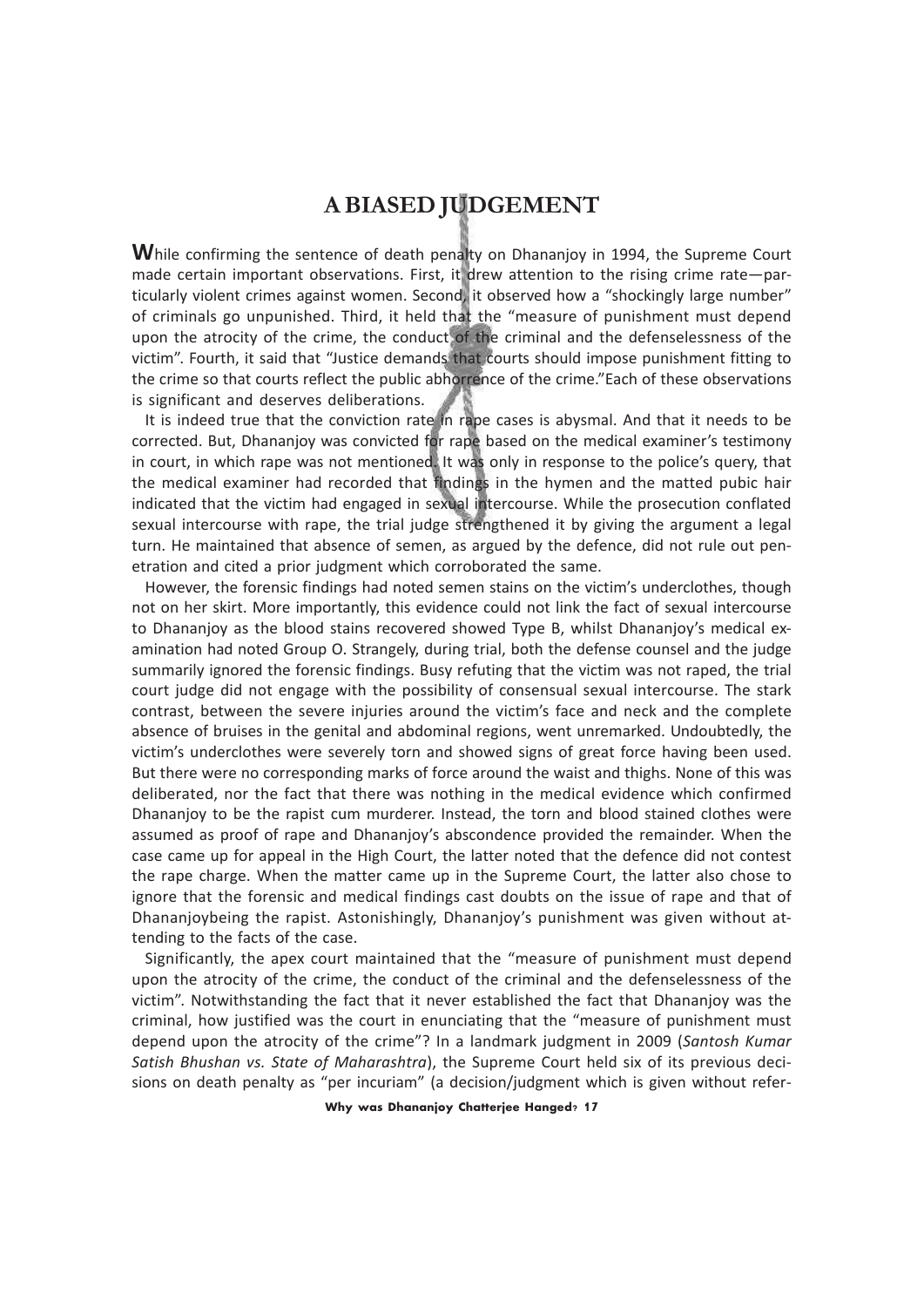# A BIASED JUDGEMENT

While confirming the sentence of death penalty on Dhananjoy in 1994, the Supreme Court made certain important observations. First, it drew attention to the rising crime rate—particularly violent crimes against women. Second, it observed how a "shockingly large number" of criminals go unpunished. Third, it held that the "measure of punishment must depend upon the atrocity of the crime, the conduct of the criminal and the defenselessness of the victim". Fourth, it said that "Justice demands that courts should impose punishment fitting to the crime so that courts reflect the public abhorrence of the crime."Each of these observations is significant and deserves deliberations.

It is indeed true that the conviction rate in rape cases is abysmal. And that it needs to be corrected. But, Dhananjoy was convicted for rape based on the medical examiner's testimony in court, in which rape was not mentioned. It was only in response to the police's query, that the medical examiner had recorded that findings in the hymen and the matted pubic hair indicated that the victim had engaged in sexual intercourse. While the prosecution conflated sexual intercourse with rape, the trial judge strengthened it by giving the argument a legal turn. He maintained that absence of semen, as argued by the defence, did not rule out penetration and cited a prior judgment which corroborated the same.

However, the forensic findings had noted semen stains on the victim's underclothes, though not on her skirt. More importantly, this evidence could not link the fact of sexual intercourse to Dhananjoy as the blood stains recovered showed Type B, whilst Dhananjoy's medical examination had noted Group O. Strangely, during trial, both the defense counsel and the judge summarily ignored the forensic findings. Busy refuting that the victim was not raped, the trial court judge did not engage with the possibility of consensual sexual intercourse. The stark contrast, between the severe injuries around the victim's face and neck and the complete absence of bruises in the genital and abdominal regions, went unremarked. Undoubtedly, the victim's underclothes were severely torn and showed signs of great force having been used. But there were no corresponding marks of force around the waist and thighs. None of this was deliberated, nor the fact that there was nothing in the medical evidence which confirmed Dhananjoy to be the rapist cum murderer. Instead, the torn and blood stained clothes were assumed as proof of rape and Dhananjoy's abscondence provided the remainder. When the case came up for appeal in the High Court, the latter noted that the defence did not contest the rape charge. When the matter came up in the Supreme Court, the latter also chose to ignore that the forensic and medical findings cast doubts on the issue of rape and that of Dhananjoybeing the rapist. Astonishingly, Dhananjoy's punishment was given without attending to the facts of the case.

Significantly, the apex court maintained that the "measure of punishment must depend upon the atrocity of the crime, the conduct of the criminal and the defenselessness of the victim". Notwithstanding the fact that it never established the fact that Dhananjoy was the criminal, how justified was the court in enunciating that the "measure of punishment must depend upon the atrocity of the crime"? In a landmark judgment in 2009 (*Santosh Kumar Satish Bhushan vs. State of Maharashtra*), the Supreme Court held six of its previous decisions on death penalty as "per incuriam" (a decision/judgment which is given without refer-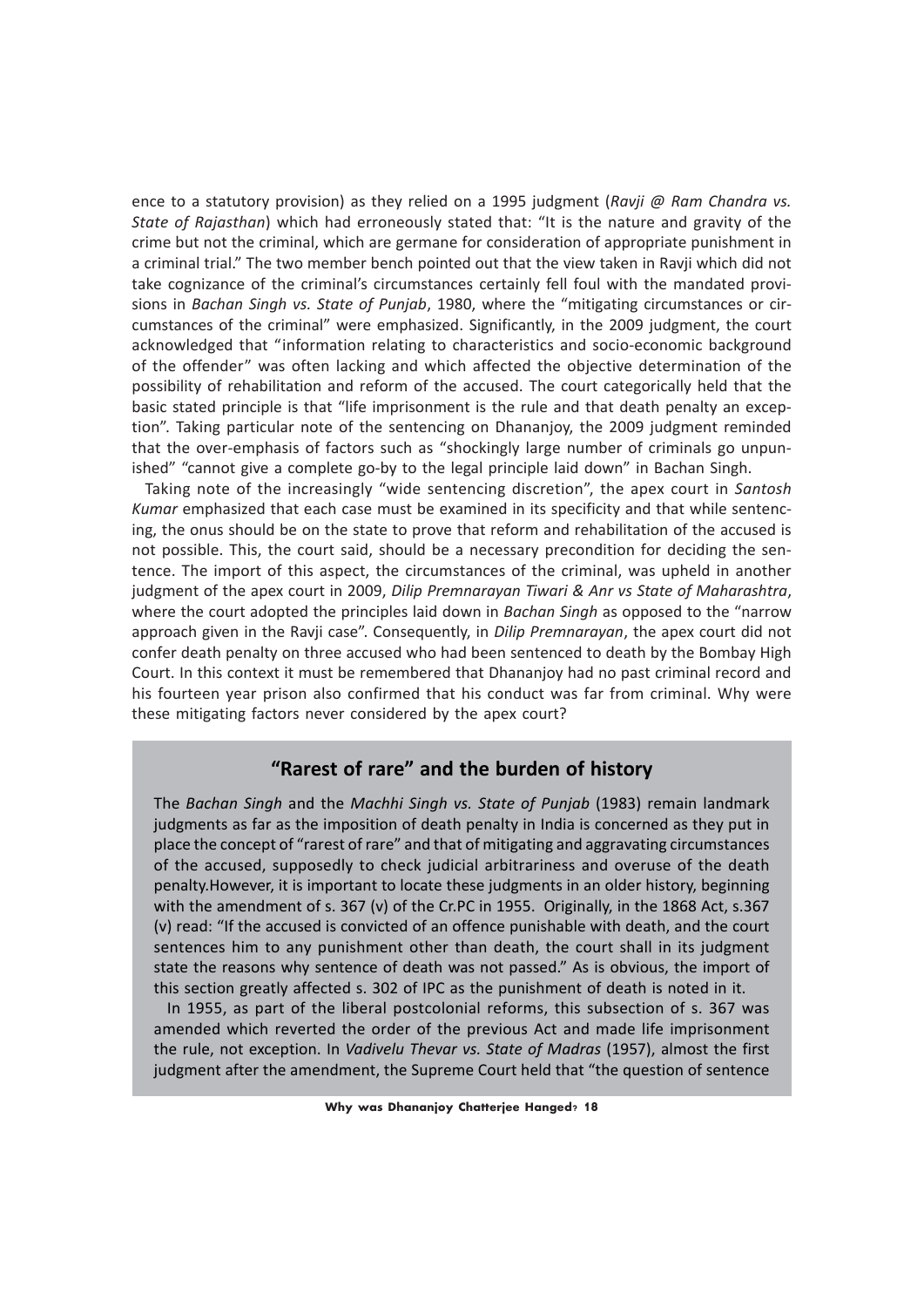ence to a statutory provision) as they relied on a 1995 judgment (*Ravji @ Ram Chandra vs. State of Rajasthan*) which had erroneously stated that: "It is the nature and gravity of the crime but not the criminal, which are germane for consideration of appropriate punishment in a criminal trial." The two member bench pointed out that the view taken in Ravji which did not take cognizance of the criminal's circumstances certainly fell foul with the mandated provisions in *Bachan Singh vs. State of Punjab*, 1980, where the "mitigating circumstances or circumstances of the criminal" were emphasized. Significantly, in the 2009 judgment, the court acknowledged that "information relating to characteristics and socio-economic background of the offender" was often lacking and which affected the objective determination of the possibility of rehabilitation and reform of the accused. The court categorically held that the basic stated principle is that "life imprisonment is the rule and that death penalty an exception". Taking particular note of the sentencing on Dhananjoy, the 2009 judgment reminded that the over-emphasis of factors such as "shockingly large number of criminals go unpunished" "cannot give a complete go-by to the legal principle laid down" in Bachan Singh.

Taking note of the increasingly "wide sentencing discretion", the apex court in *Santosh Kumar* emphasized that each case must be examined in its specificity and that while sentencing, the onus should be on the state to prove that reform and rehabilitation of the accused is not possible. This, the court said, should be a necessary precondition for deciding the sentence. The import of this aspect, the circumstances of the criminal, was upheld in another judgment of the apex court in 2009, *Dilip Premnarayan Tiwari & Anr vs State of Maharashtra*, where the court adopted the principles laid down in *Bachan Singh* as opposed to the "narrow approach given in the Ravji case". Consequently, in *Dilip Premnarayan*, the apex court did not confer death penalty on three accused who had been sentenced to death by the Bombay High Court. In this context it must be remembered that Dhananjoy had no past criminal record and his fourteen year prison also confirmed that his conduct was far from criminal. Why were these mitigating factors never considered by the apex court?

## "Rarest of rare" and the burden of history

The *Bachan Singh* and the *Machhi Singh vs. State of Punjab* (1983) remain landmark judgments as far as the imposition of death penalty in India is concerned as they put in place the concept of "rarest of rare" and that of mitigating and aggravating circumstances of the accused, supposedly to check judicial arbitrariness and overuse of the death penalty.However, it is important to locate these judgments in an older history, beginning with the amendment of s. 367 (v) of the Cr.PC in 1955. Originally, in the 1868 Act, s.367 (v) read: "If the accused is convicted of an offence punishable with death, and the court sentences him to any punishment other than death, the court shall in its judgment state the reasons why sentence of death was not passed." As is obvious, the import of this section greatly affected s. 302 of IPC as the punishment of death is noted in it.

In 1955, as part of the liberal postcolonial reforms, this subsection of s. 367 was amended which reverted the order of the previous Act and made life imprisonment the rule, not exception. In *Vadivelu Thevar vs. State of Madras* (1957), almost the first judgment after the amendment, the Supreme Court held that "the question of sentence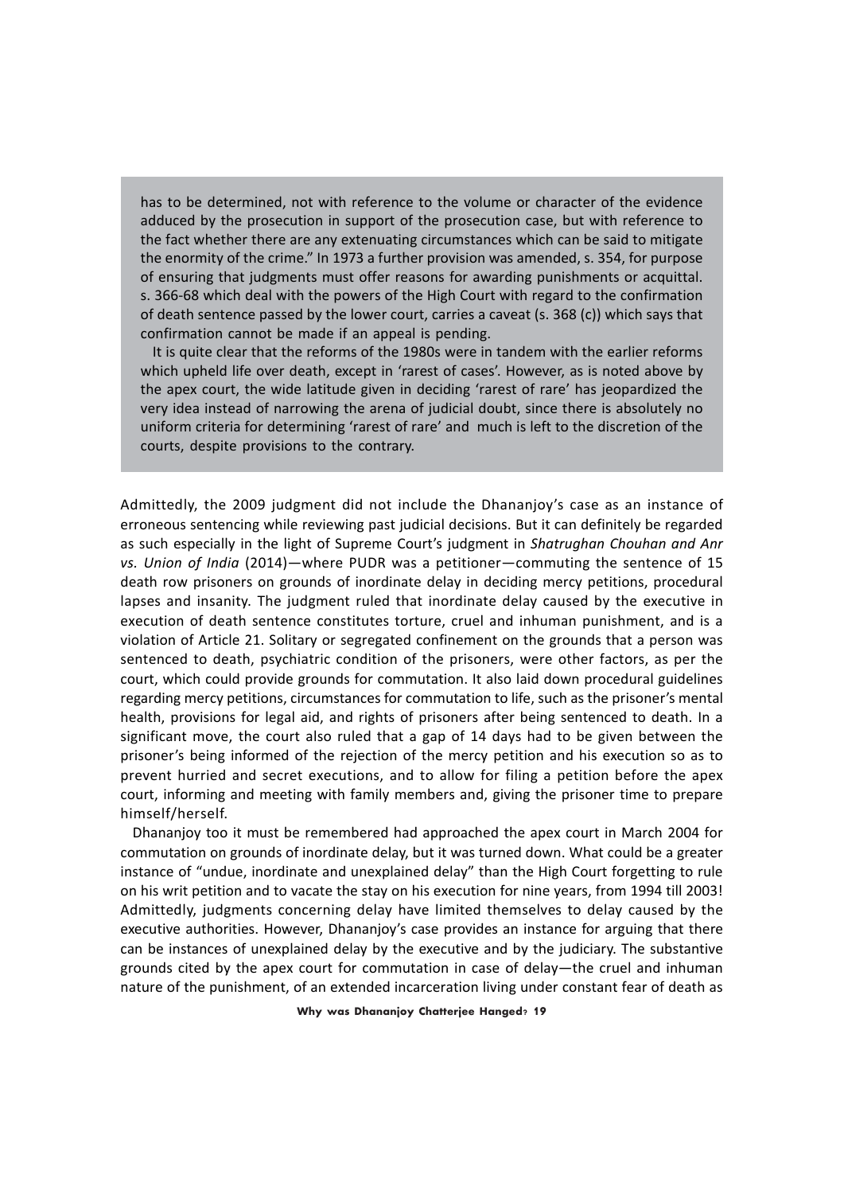has to be determined, not with reference to the volume or character of the evidence adduced by the prosecution in support of the prosecution case, but with reference to the fact whether there are any extenuating circumstances which can be said to mitigate the enormity of the crime." In 1973 a further provision was amended, s. 354, for purpose of ensuring that judgments must offer reasons for awarding punishments or acquittal. s. 366-68 which deal with the powers of the High Court with regard to the confirmation of death sentence passed by the lower court, carries a caveat (s. 368 (c)) which says that confirmation cannot be made if an appeal is pending.

It is quite clear that the reforms of the 1980s were in tandem with the earlier reforms which upheld life over death, except in 'rarest of cases'. However, as is noted above by the apex court, the wide latitude given in deciding 'rarest of rare' has jeopardized the very idea instead of narrowing the arena of judicial doubt, since there is absolutely no uniform criteria for determining 'rarest of rare' and much is left to the discretion of the courts, despite provisions to the contrary.

Admittedly, the 2009 judgment did not include the Dhananjoy's case as an instance of erroneous sentencing while reviewing past judicial decisions. But it can definitely be regarded as such especially in the light of Supreme Court's judgment in *Shatrughan Chouhan and Anr vs. Union of India* (2014)—where PUDR was a petitioner—commuting the sentence of 15 death row prisoners on grounds of inordinate delay in deciding mercy petitions, procedural lapses and insanity. The judgment ruled that inordinate delay caused by the executive in execution of death sentence constitutes torture, cruel and inhuman punishment, and is a violation of Article 21. Solitary or segregated confinement on the grounds that a person was sentenced to death, psychiatric condition of the prisoners, were other factors, as per the court, which could provide grounds for commutation. It also laid down procedural guidelines regarding mercy petitions, circumstances for commutation to life, such as the prisoner's mental health, provisions for legal aid, and rights of prisoners after being sentenced to death. In a significant move, the court also ruled that a gap of 14 days had to be given between the prisoner's being informed of the rejection of the mercy petition and his execution so as to prevent hurried and secret executions, and to allow for filing a petition before the apex court, informing and meeting with family members and, giving the prisoner time to prepare himself/herself.

Dhananjoy too it must be remembered had approached the apex court in March 2004 for commutation on grounds of inordinate delay, but it was turned down. What could be a greater instance of "undue, inordinate and unexplained delay" than the High Court forgetting to rule on his writ petition and to vacate the stay on his execution for nine years, from 1994 till 2003! Admittedly, judgments concerning delay have limited themselves to delay caused by the executive authorities. However, Dhananjoy's case provides an instance for arguing that there can be instances of unexplained delay by the executive and by the judiciary. The substantive grounds cited by the apex court for commutation in case of delay—the cruel and inhuman nature of the punishment, of an extended incarceration living under constant fear of death as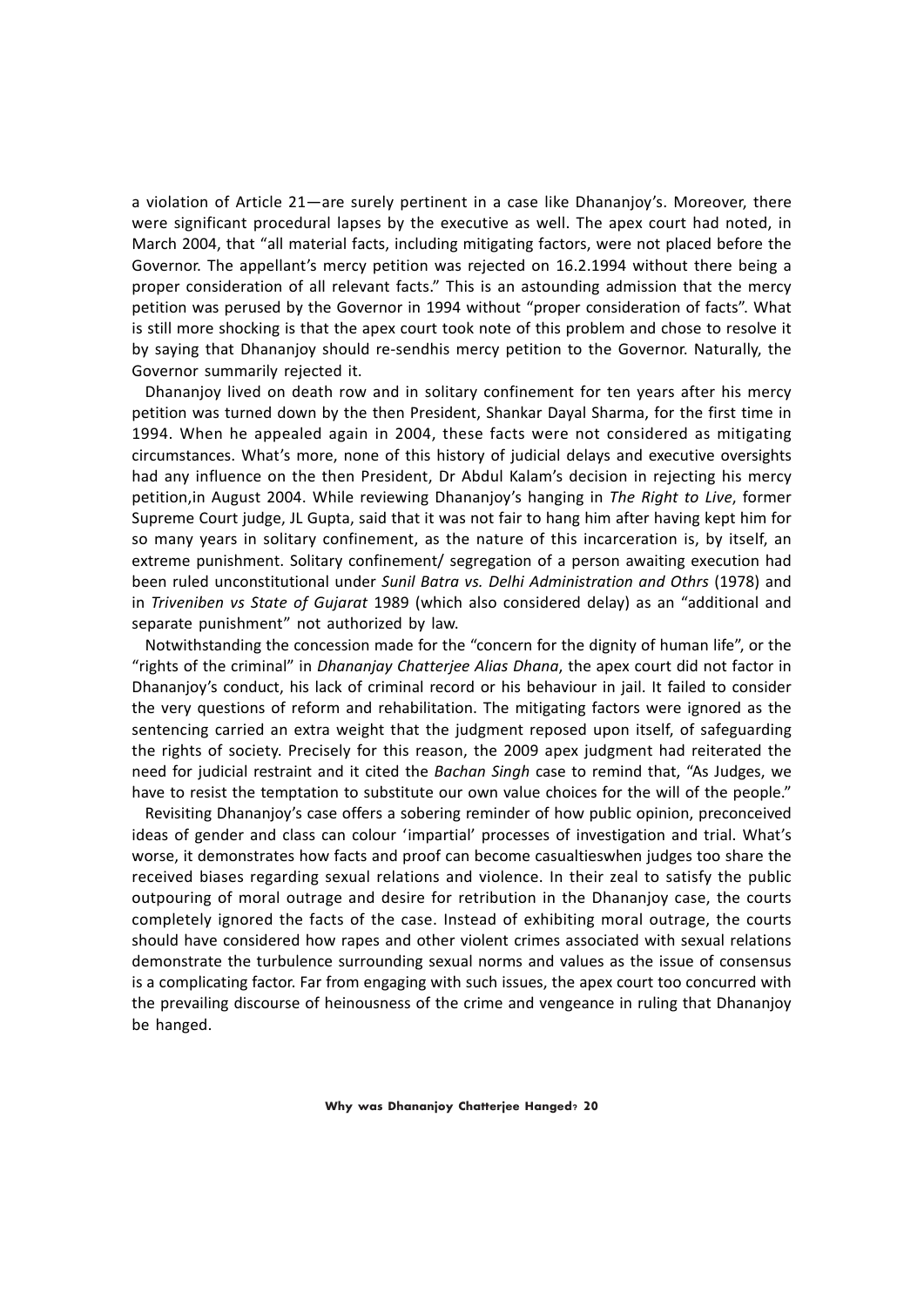a violation of Article 21—are surely pertinent in a case like Dhananjoy's. Moreover, there were significant procedural lapses by the executive as well. The apex court had noted, in March 2004, that "all material facts, including mitigating factors, were not placed before the Governor. The appellant's mercy petition was rejected on 16.2.1994 without there being a proper consideration of all relevant facts." This is an astounding admission that the mercy petition was perused by the Governor in 1994 without "proper consideration of facts". What is still more shocking is that the apex court took note of this problem and chose to resolve it by saying that Dhananjoy should re-sendhis mercy petition to the Governor. Naturally, the Governor summarily rejected it.

Dhananjoy lived on death row and in solitary confinement for ten years after his mercy petition was turned down by the then President, Shankar Dayal Sharma, for the first time in 1994. When he appealed again in 2004, these facts were not considered as mitigating circumstances. What's more, none of this history of judicial delays and executive oversights had any influence on the then President, Dr Abdul Kalam's decision in rejecting his mercy petition,in August 2004. While reviewing Dhananjoy's hanging in *The Right to Live*, former Supreme Court judge, JL Gupta, said that it was not fair to hang him after having kept him for so many years in solitary confinement, as the nature of this incarceration is, by itself, an extreme punishment. Solitary confinement/ segregation of a person awaiting execution had been ruled unconstitutional under *Sunil Batra vs. Delhi Administration and Othrs* (1978) and in *Triveniben vs State of Gujarat* 1989 (which also considered delay) as an "additional and separate punishment" not authorized by law.

Notwithstanding the concession made for the "concern for the dignity of human life", or the "rights of the criminal" in *Dhananjay Chatterjee Alias Dhana*, the apex court did not factor in Dhananjoy's conduct, his lack of criminal record or his behaviour in jail. It failed to consider the very questions of reform and rehabilitation. The mitigating factors were ignored as the sentencing carried an extra weight that the judgment reposed upon itself, of safeguarding the rights of society. Precisely for this reason, the 2009 apex judgment had reiterated the need for judicial restraint and it cited the *Bachan Singh* case to remind that, "As Judges, we have to resist the temptation to substitute our own value choices for the will of the people."

Revisiting Dhananjoy's case offers a sobering reminder of how public opinion, preconceived ideas of gender and class can colour 'impartial' processes of investigation and trial. What's worse, it demonstrates how facts and proof can become casualtieswhen judges too share the received biases regarding sexual relations and violence. In their zeal to satisfy the public outpouring of moral outrage and desire for retribution in the Dhananjoy case, the courts completely ignored the facts of the case. Instead of exhibiting moral outrage, the courts should have considered how rapes and other violent crimes associated with sexual relations demonstrate the turbulence surrounding sexual norms and values as the issue of consensus is a complicating factor. Far from engaging with such issues, the apex court too concurred with the prevailing discourse of heinousness of the crime and vengeance in ruling that Dhananjoy be hanged.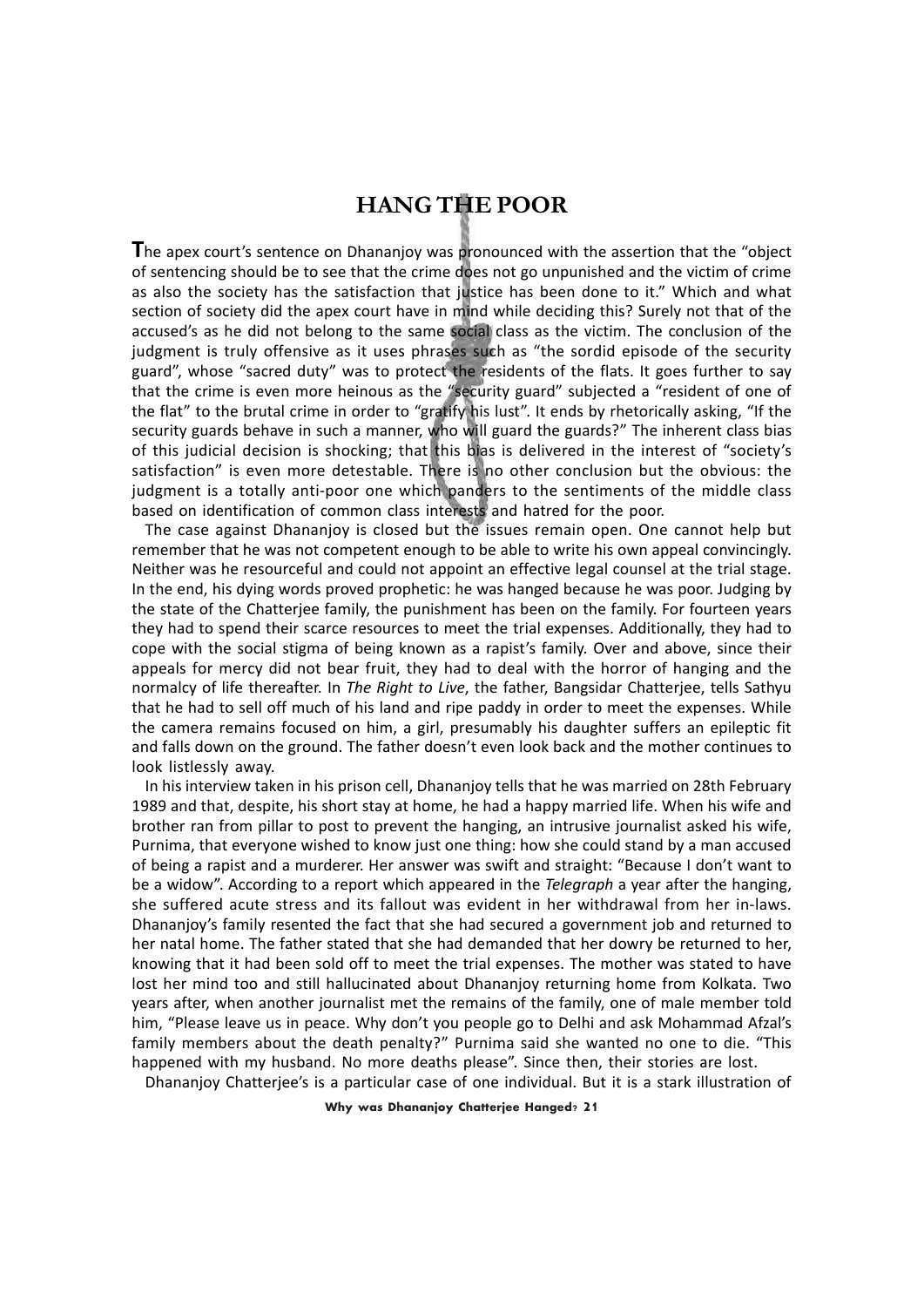# HANG THE POOR

**T**he apex court's sentence on Dhananjoy was pronounced with the assertion that the "object of sentencing should be to see that the crime does not go unpunished and the victim of crime as also the society has the satisfaction that justice has been done to it." Which and what section of society did the apex court have in mind while deciding this? Surely not that of the accused's as he did not belong to the same social class as the victim. The conclusion of the judgment is truly offensive as it uses phrases such as "the sordid episode of the security guard", whose "sacred duty" was to protect the residents of the flats. It goes further to say that the crime is even more heinous as the "security guard" subjected a "resident of one of the flat" to the brutal crime in order to "gratify his lust". It ends by rhetorically asking, "If the security guards behave in such a manner, who will guard the guards?" The inherent class bias of this judicial decision is shocking; that this bias is delivered in the interest of "society's satisfaction" is even more detestable. There is no other conclusion but the obvious: the judgment is a totally anti-poor one which panders to the sentiments of the middle class based on identification of common class interests and hatred for the poor.

The case against Dhananjoy is closed but the issues remain open. One cannot help but remember that he was not competent enough to be able to write his own appeal convincingly. Neither was he resourceful and could not appoint an effective legal counsel at the trial stage. In the end, his dying words proved prophetic: he was hanged because he was poor. Judging by the state of the Chatterjee family, the punishment has been on the family. For fourteen years they had to spend their scarce resources to meet the trial expenses. Additionally, they had to cope with the social stigma of being known as a rapist's family. Over and above, since their appeals for mercy did not bear fruit, they had to deal with the horror of hanging and the normalcy of life thereafter. In *The Right to Live*, the father, Bangsidar Chatterjee, tells Sathyu that he had to sell off much of his land and ripe paddy in order to meet the expenses. While the camera remains focused on him, a girl, presumably his daughter suffers an epileptic fit and falls down on the ground. The father doesn't even look back and the mother continues to look listlessly away.

In his interview taken in his prison cell, Dhananjoy tells that he was married on 28th February 1989 and that, despite, his short stay at home, he had a happy married life. When his wife and brother ran from pillar to post to prevent the hanging, an intrusive journalist asked his wife, Purnima, that everyone wished to know just one thing: how she could stand by a man accused of being a rapist and a murderer. Her answer was swift and straight: "Because I don't want to be a widow". According to a report which appeared in the *Telegraph* a year after the hanging, she suffered acute stress and its fallout was evident in her withdrawal from her in-laws. Dhananjoy's family resented the fact that she had secured a government job and returned to her natal home. The father stated that she had demanded that her dowry be returned to her, knowing that it had been sold off to meet the trial expenses. The mother was stated to have lost her mind too and still hallucinated about Dhananjoy returning home from Kolkata. Two years after, when another journalist met the remains of the family, one of male member told him, "Please leave us in peace. Why don't you people go to Delhi and ask Mohammad Afzal's family members about the death penalty?" Purnima said she wanted no one to die. "This happened with my husband. No more deaths please". Since then, their stories are lost.

Dhananjoy Chatterjee's is a particular case of one individual. But it is a stark illustration of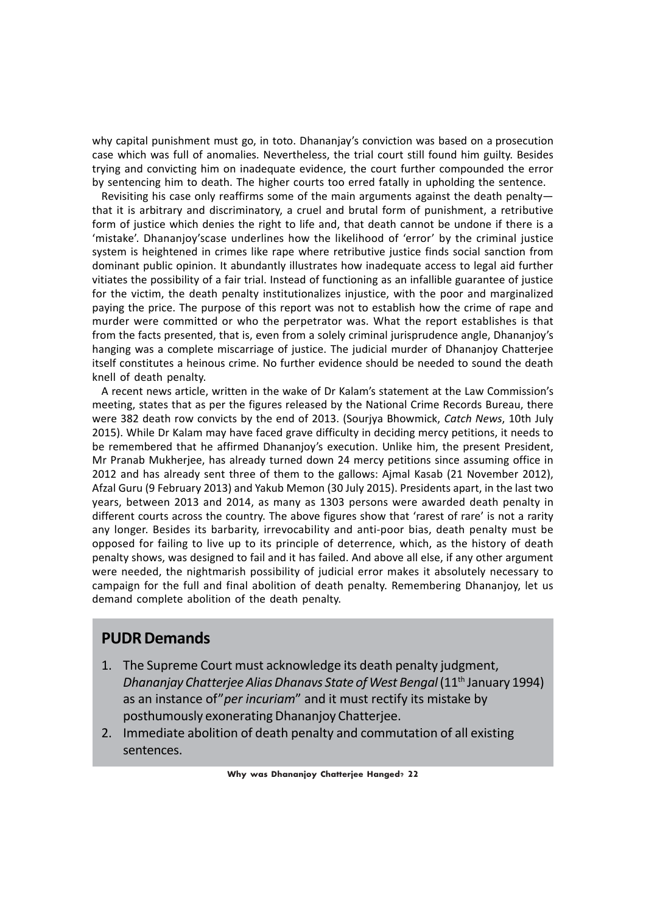why capital punishment must go, in toto. Dhananjay's conviction was based on a prosecution case which was full of anomalies. Nevertheless, the trial court still found him guilty. Besides trying and convicting him on inadequate evidence, the court further compounded the error by sentencing him to death. The higher courts too erred fatally in upholding the sentence.

Revisiting his case only reaffirms some of the main arguments against the death penalty—that it is arbitrary and discriminatory, a cruel and brutal form of punishment, a retributive form of justice which denies the right to life and, that death cannot be undone if there is a 'mistake'. Dhananjoy'scase underlines how the likelihood of 'error' by the criminal justice system is heightened in crimes like rape where retributive justice finds social sanction from dominant public opinion. It abundantly illustrates how inadequate access to legal aid further vitiates the possibility of a fair trial. Instead of functioning as an infallible guarantee of justice for the victim, the death penalty institutionalizes injustice, with the poor and marginalized paying the price. The purpose of this report was not to establish how the crime of rape and murder were committed or who the perpetrator was. What the report establishes is that from the facts presented, that is, even from a solely criminal jurisprudence angle, Dhananjoy's hanging was a complete miscarriage of justice. The judicial murder of Dhananjoy Chatterjee itself constitutes a heinous crime. No further evidence should be needed to sound the death knell of death penalty.

A recent news article, written in the wake of Dr Kalam's statement at the Law Commission's meeting, states that as per the figures released by the National Crime Records Bureau, there were 382 death row convicts by the end of 2013. (Sourjya Bhowmick, *Catch News*, 10th July 2015). While Dr Kalam may have faced grave difficulty in deciding mercy petitions, it needs to be remembered that he affirmed Dhananjoy's execution. Unlike him, the present President, Mr Pranab Mukherjee, has already turned down 24 mercy petitions since assuming office in 2012 and has already sent three of them to the gallows: Ajmal Kasab (21 November 2012), Afzal Guru (9 February 2013) and Yakub Memon (30 July 2015). Presidents apart, in the last two years, between 2013 and 2014, as many as 1303 persons were awarded death penalty in different courts across the country. The above figures show that 'rarest of rare' is not a rarity any longer. Besides its barbarity, irrevocability and anti-poor bias, death penalty must be opposed for failing to live up to its principle of deterrence, which, as the history of death penalty shows, was designed to fail and it has failed. And above all else, if any other argument were needed, the nightmarish possibility of judicial error makes it absolutely necessary to campaign for the full and final abolition of death penalty. Remembering Dhananjoy, let us demand complete abolition of the death penalty.

## PUDR Demands

1. The Supreme Court must acknowledge its death penalty judgment, *Dhananjay Chatterjee Alias Dhanavs State of West Bengal* (11th January 1994) as an instance of "*per incuriam*" and it must rectify its mistake by posthumously exonerating Dhananjoy Chatterjee.
2. Immediate abolition of death penalty and commutation of all existing sentences.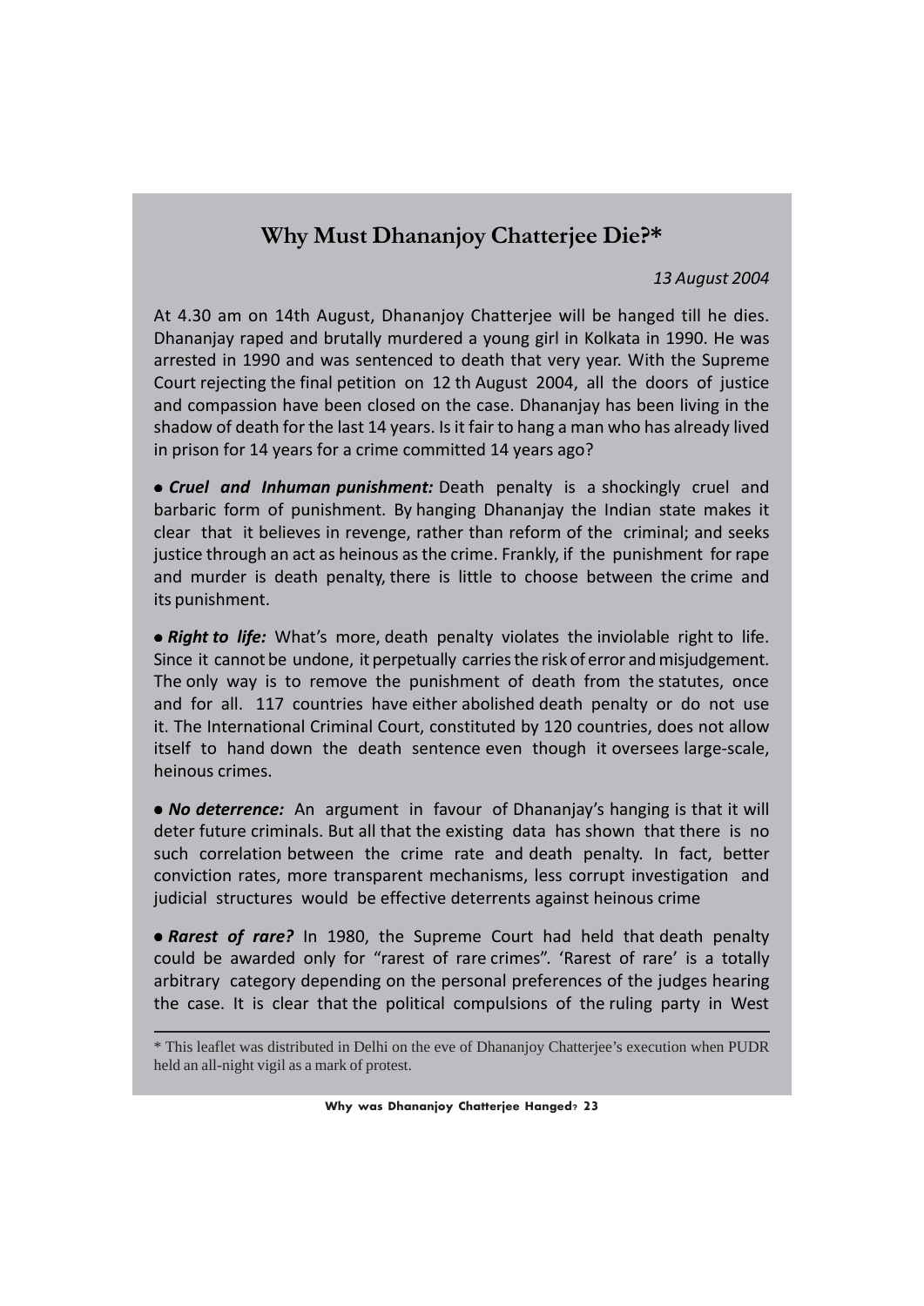## Why Must Dhananjoy Chatterjee Die?*

*13 August 2004*

At 4.30 am on 14th August, Dhananjoy Chatterjee will be hanged till he dies. Dhananjay raped and brutally murdered a young girl in Kolkata in 1990. He was arrested in 1990 and was sentenced to death that very year. With the Supreme Court rejecting the final petition on 12 th August 2004, all the doors of justice and compassion have been closed on the case. Dhananjay has been living in the shadow of death for the last 14 years. Is it fair to hang a man who has already lived in prison for 14 years for a crime committed 14 years ago?

- ***Cruel and Inhuman punishment:*** Death penalty is a shockingly cruel and barbaric form of punishment. By hanging Dhananjay the Indian state makes it clear that it believes in revenge, rather than reform of the criminal; and seeks justice through an act as heinous as the crime. Frankly, if the punishment for rape and murder is death penalty, there is little to choose between the crime and its punishment.

- ***Right to life:*** What's more, death penalty violates the inviolable right to life. Since it cannot be undone, it perpetually carries the risk of error and misjudgement. The only way is to remove the punishment of death from the statutes, once and for all. 117 countries have either abolished death penalty or do not use it. The International Criminal Court, constituted by 120 countries, does not allow itself to hand down the death sentence even though it oversees large-scale, heinous crimes.

- ***No deterrence:*** An argument in favour of Dhananjay's hanging is that it will deter future criminals. But all that the existing data has shown that there is no such correlation between the crime rate and death penalty. In fact, better conviction rates, more transparent mechanisms, less corrupt investigation and judicial structures would be effective deterrents against heinous crime

- ***Rarest of rare?*** In 1980, the Supreme Court had held that death penalty could be awarded only for "rarest of rare crimes". 'Rarest of rare' is a totally arbitrary category depending on the personal preferences of the judges hearing the case. It is clear that the political compulsions of the ruling party in West

---

\* This leaflet was distributed in Delhi on the eve of Dhananjoy Chatterjee's execution when PUDR held an all-night vigil as a mark of protest.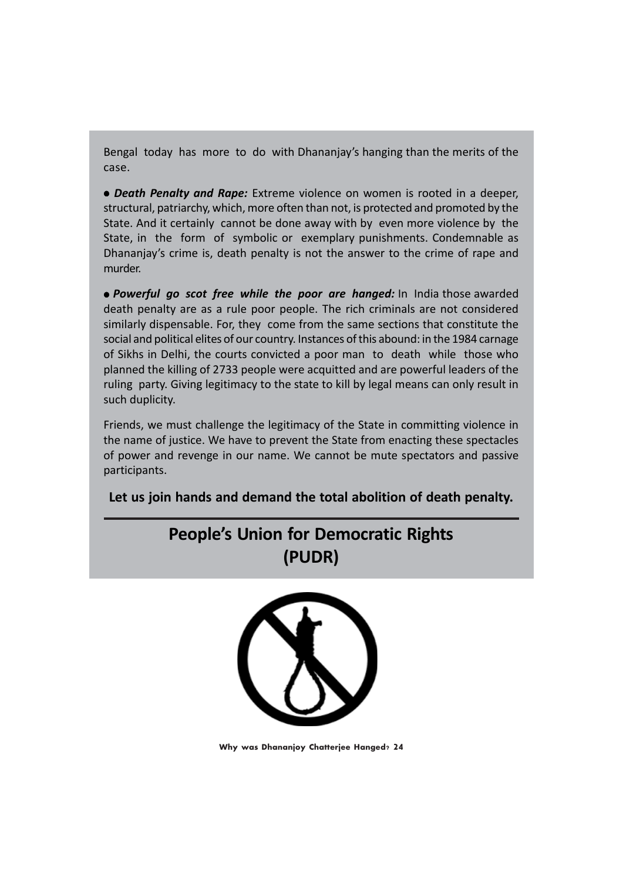Bengal today has more to do with Dhananjay's hanging than the merits of the case.

- ***Death Penalty and Rape:*** Extreme violence on women is rooted in a deeper, structural, patriarchy, which, more often than not, is protected and promoted by the State. And it certainly cannot be done away with by even more violence by the State, in the form of symbolic or exemplary punishments. Condemnable as Dhananjay's crime is, death penalty is not the answer to the crime of rape and murder.

- ***Powerful go scot free while the poor are hanged:*** In India those awarded death penalty are as a rule poor people. The rich criminals are not considered similarly dispensable. For, they come from the same sections that constitute the social and political elites of our country. Instances of this abound: in the 1984 carnage of Sikhs in Delhi, the courts convicted a poor man to death while those who planned the killing of 2733 people were acquitted and are powerful leaders of the ruling party. Giving legitimacy to the state to kill by legal means can only result in such duplicity.

Friends, we must challenge the legitimacy of the State in committing violence in the name of justice. We have to prevent the State from enacting these spectacles of power and revenge in our name. We cannot be mute spectators and passive participants.

**Let us join hands and demand the total abolition of death penalty.**

## People's Union for Democratic Rights (PUDR)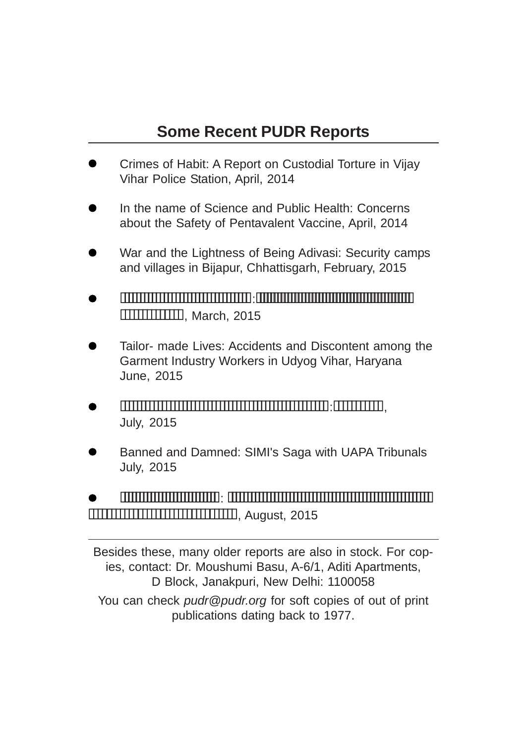## Some Recent PUDR Reports

- Crimes of Habit: A Report on Custodial Torture in Vijay Vihar Police Station, April, 2014

- In the name of Science and Public Health: Concerns about the Safety of Pentavalent Vaccine, April, 2014

- War and the Lightness of Being Adivasi: Security camps and villages in Bijapur, Chhattisgarh, February, 2015

- , March, 2015

- Tailor- made Lives: Accidents and Discontent among the Garment Industry Workers in Udyog Vihar, Haryana June, 2015

- , July, 2015

- Banned and Damned: SIMI's Saga with UAPA Tribunals July, 2015

- , August, 2015

---

Besides these, many older reports are also in stock. For copies, contact: Dr. Moushumi Basu, A-6/1, Aditi Apartments, D Block, Janakpuri, New Delhi: 1100058

You can check *pudr@pudr.org* for soft copies of out of print publications dating back to 1977.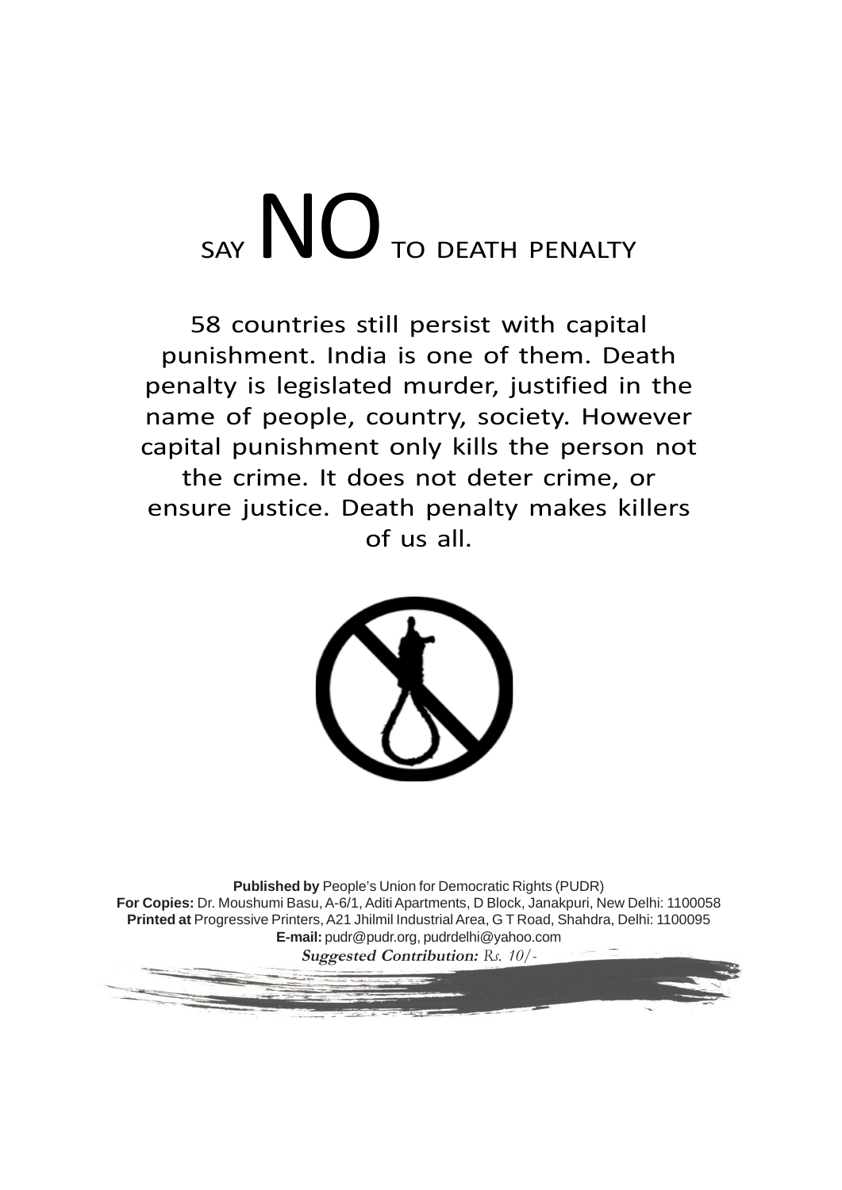# SAY NO TO DEATH PENALTY

58 countries still persist with capital punishment. India is one of them. Death penalty is legislated murder, justified in the name of people, country, society. However capital punishment only kills the person not the crime. It does not deter crime, or ensure justice. Death penalty makes killers of us all.

**Published by** People's Union for Democratic Rights (PUDR)
**For Copies:** Dr. Moushumi Basu, A-6/1, Aditi Apartments, D Block, Janakpuri, New Delhi: 1100058
**Printed at** Progressive Printers, A21 Jhilmil Industrial Area, G T Road, Shahdra, Delhi: 1100095
**E-mail:** pudr@pudr.org, pudrdelhi@yahoo.com
***Suggested Contribution:*** *Rs. 10/-*